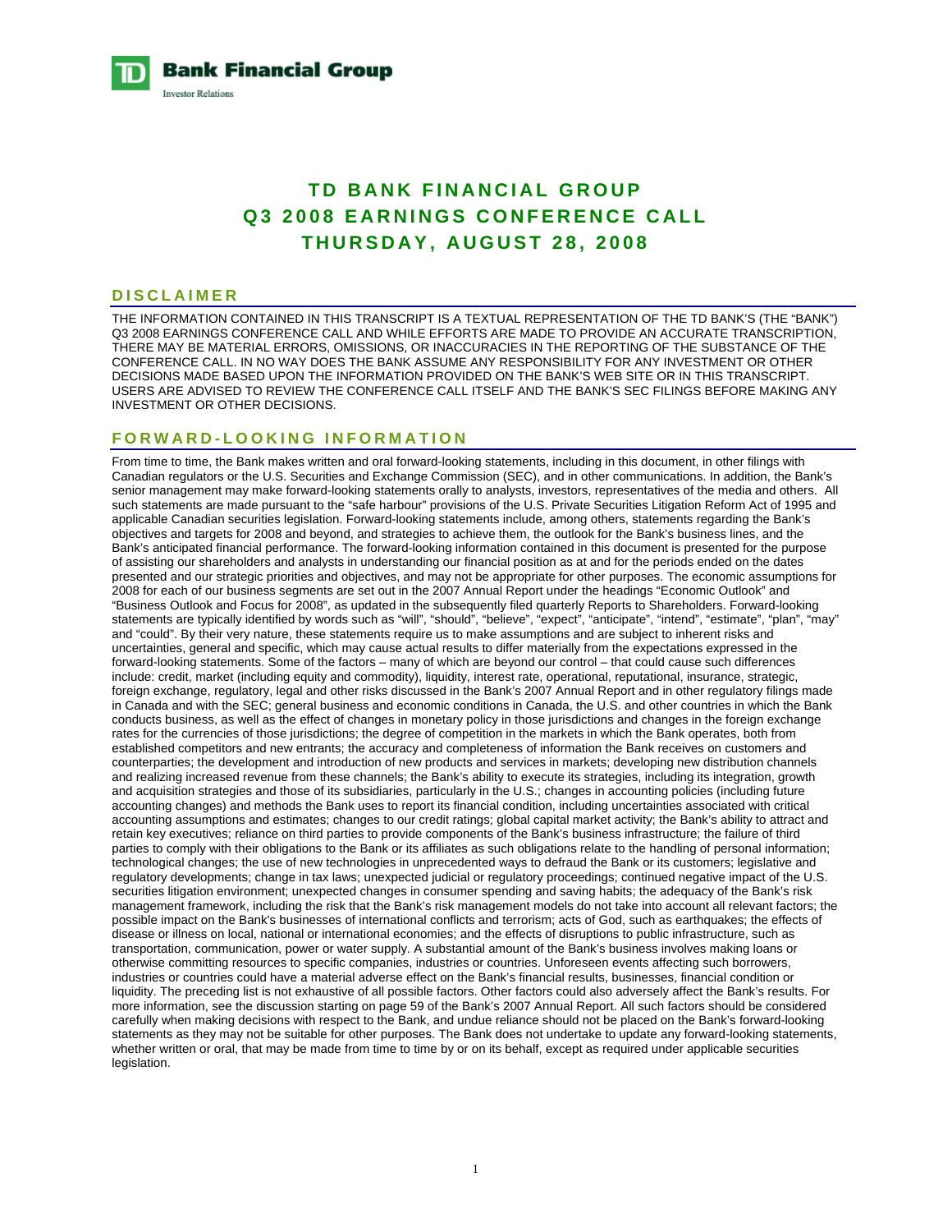**TD Bank Financial Group**
Investor Relations

# TD BANK FINANCIAL GROUP
# Q3 2008 EARNINGS CONFERENCE CALL
# THURSDAY, AUGUST 28, 2008

## DISCLAIMER

THE INFORMATION CONTAINED IN THIS TRANSCRIPT IS A TEXTUAL REPRESENTATION OF THE TD BANK'S (THE "BANK") Q3 2008 EARNINGS CONFERENCE CALL AND WHILE EFFORTS ARE MADE TO PROVIDE AN ACCURATE TRANSCRIPTION, THERE MAY BE MATERIAL ERRORS, OMISSIONS, OR INACCURACIES IN THE REPORTING OF THE SUBSTANCE OF THE CONFERENCE CALL. IN NO WAY DOES THE BANK ASSUME ANY RESPONSIBILITY FOR ANY INVESTMENT OR OTHER DECISIONS MADE BASED UPON THE INFORMATION PROVIDED ON THE BANK'S WEB SITE OR IN THIS TRANSCRIPT. USERS ARE ADVISED TO REVIEW THE CONFERENCE CALL ITSELF AND THE BANK'S SEC FILINGS BEFORE MAKING ANY INVESTMENT OR OTHER DECISIONS.

## FORWARD-LOOKING INFORMATION

From time to time, the Bank makes written and oral forward-looking statements, including in this document, in other filings with Canadian regulators or the U.S. Securities and Exchange Commission (SEC), and in other communications. In addition, the Bank's senior management may make forward-looking statements orally to analysts, investors, representatives of the media and others. All such statements are made pursuant to the "safe harbour" provisions of the U.S. Private Securities Litigation Reform Act of 1995 and applicable Canadian securities legislation. Forward-looking statements include, among others, statements regarding the Bank's objectives and targets for 2008 and beyond, and strategies to achieve them, the outlook for the Bank's business lines, and the Bank's anticipated financial performance. The forward-looking information contained in this document is presented for the purpose of assisting our shareholders and analysts in understanding our financial position as at and for the periods ended on the dates presented and our strategic priorities and objectives, and may not be appropriate for other purposes. The economic assumptions for 2008 for each of our business segments are set out in the 2007 Annual Report under the headings "Economic Outlook" and "Business Outlook and Focus for 2008", as updated in the subsequently filed quarterly Reports to Shareholders. Forward-looking statements are typically identified by words such as "will", "should", "believe", "expect", "anticipate", "intend", "estimate", "plan", "may" and "could". By their very nature, these statements require us to make assumptions and are subject to inherent risks and uncertainties, general and specific, which may cause actual results to differ materially from the expectations expressed in the forward-looking statements. Some of the factors – many of which are beyond our control – that could cause such differences include: credit, market (including equity and commodity), liquidity, interest rate, operational, reputational, insurance, strategic, foreign exchange, regulatory, legal and other risks discussed in the Bank's 2007 Annual Report and in other regulatory filings made in Canada and with the SEC; general business and economic conditions in Canada, the U.S. and other countries in which the Bank conducts business, as well as the effect of changes in monetary policy in those jurisdictions and changes in the foreign exchange rates for the currencies of those jurisdictions; the degree of competition in the markets in which the Bank operates, both from established competitors and new entrants; the accuracy and completeness of information the Bank receives on customers and counterparties; the development and introduction of new products and services in markets; developing new distribution channels and realizing increased revenue from these channels; the Bank's ability to execute its strategies, including its integration, growth and acquisition strategies and those of its subsidiaries, particularly in the U.S.; changes in accounting policies (including future accounting changes) and methods the Bank uses to report its financial condition, including uncertainties associated with critical accounting assumptions and estimates; changes to our credit ratings; global capital market activity; the Bank's ability to attract and retain key executives; reliance on third parties to provide components of the Bank's business infrastructure; the failure of third parties to comply with their obligations to the Bank or its affiliates as such obligations relate to the handling of personal information; technological changes; the use of new technologies in unprecedented ways to defraud the Bank or its customers; legislative and regulatory developments; change in tax laws; unexpected judicial or regulatory proceedings; continued negative impact of the U.S. securities litigation environment; unexpected changes in consumer spending and saving habits; the adequacy of the Bank's risk management framework, including the risk that the Bank's risk management models do not take into account all relevant factors; the possible impact on the Bank's businesses of international conflicts and terrorism; acts of God, such as earthquakes; the effects of disease or illness on local, national or international economies; and the effects of disruptions to public infrastructure, such as transportation, communication, power or water supply. A substantial amount of the Bank's business involves making loans or otherwise committing resources to specific companies, industries or countries. Unforeseen events affecting such borrowers, industries or countries could have a material adverse effect on the Bank's financial results, businesses, financial condition or liquidity. The preceding list is not exhaustive of all possible factors. Other factors could also adversely affect the Bank's results. For more information, see the discussion starting on page 59 of the Bank's 2007 Annual Report. All such factors should be considered carefully when making decisions with respect to the Bank, and undue reliance should not be placed on the Bank's forward-looking statements as they may not be suitable for other purposes. The Bank does not undertake to update any forward-looking statements, whether written or oral, that may be made from time to time by or on its behalf, except as required under applicable securities legislation.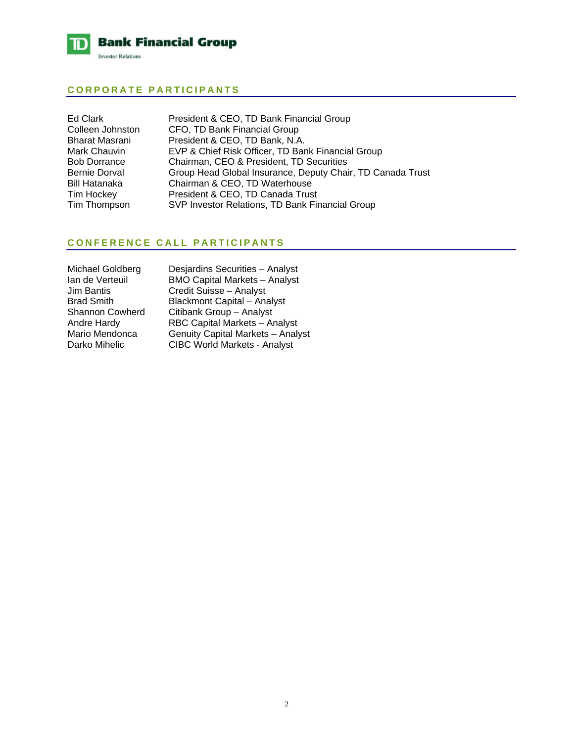## CORPORATE PARTICIPANTS

| | |
|---|---|
| Ed Clark | President & CEO, TD Bank Financial Group |
| Colleen Johnston | CFO, TD Bank Financial Group |
| Bharat Masrani | President & CEO, TD Bank, N.A. |
| Mark Chauvin | EVP & Chief Risk Officer, TD Bank Financial Group |
| Bob Dorrance | Chairman, CEO & President, TD Securities |
| Bernie Dorval | Group Head Global Insurance, Deputy Chair, TD Canada Trust |
| Bill Hatanaka | Chairman & CEO, TD Waterhouse |
| Tim Hockey | President & CEO, TD Canada Trust |
| Tim Thompson | SVP Investor Relations, TD Bank Financial Group |

## CONFERENCE CALL PARTICIPANTS

| | |
|---|---|
| Michael Goldberg | Desjardins Securities – Analyst |
| Ian de Verteuil | BMO Capital Markets – Analyst |
| Jim Bantis | Credit Suisse – Analyst |
| Brad Smith | Blackmont Capital – Analyst |
| Shannon Cowherd | Citibank Group – Analyst |
| Andre Hardy | RBC Capital Markets – Analyst |
| Mario Mendonca | Genuity Capital Markets – Analyst |
| Darko Mihelic | CIBC World Markets - Analyst |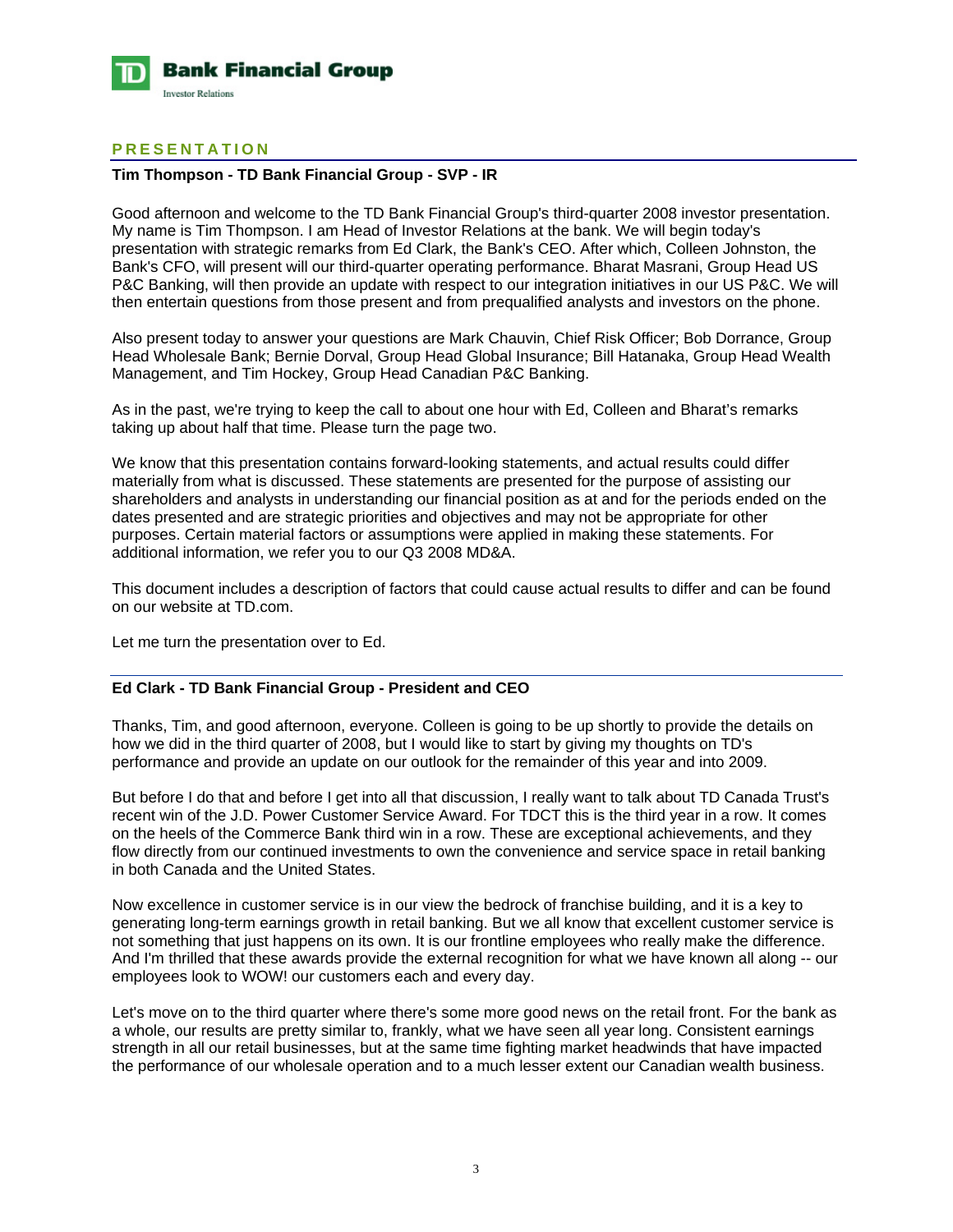## PRESENTATION

**Tim Thompson - TD Bank Financial Group - SVP - IR**

Good afternoon and welcome to the TD Bank Financial Group's third-quarter 2008 investor presentation. My name is Tim Thompson. I am Head of Investor Relations at the bank. We will begin today's presentation with strategic remarks from Ed Clark, the Bank's CEO. After which, Colleen Johnston, the Bank's CFO, will present will our third-quarter operating performance. Bharat Masrani, Group Head US P&C Banking, will then provide an update with respect to our integration initiatives in our US P&C. We will then entertain questions from those present and from prequalified analysts and investors on the phone.

Also present today to answer your questions are Mark Chauvin, Chief Risk Officer; Bob Dorrance, Group Head Wholesale Bank; Bernie Dorval, Group Head Global Insurance; Bill Hatanaka, Group Head Wealth Management, and Tim Hockey, Group Head Canadian P&C Banking.

As in the past, we're trying to keep the call to about one hour with Ed, Colleen and Bharat's remarks taking up about half that time. Please turn the page two.

We know that this presentation contains forward-looking statements, and actual results could differ materially from what is discussed. These statements are presented for the purpose of assisting our shareholders and analysts in understanding our financial position as at and for the periods ended on the dates presented and are strategic priorities and objectives and may not be appropriate for other purposes. Certain material factors or assumptions were applied in making these statements. For additional information, we refer you to our Q3 2008 MD&A.

This document includes a description of factors that could cause actual results to differ and can be found on our website at TD.com.

Let me turn the presentation over to Ed.

**Ed Clark - TD Bank Financial Group - President and CEO**

Thanks, Tim, and good afternoon, everyone. Colleen is going to be up shortly to provide the details on how we did in the third quarter of 2008, but I would like to start by giving my thoughts on TD's performance and provide an update on our outlook for the remainder of this year and into 2009.

But before I do that and before I get into all that discussion, I really want to talk about TD Canada Trust's recent win of the J.D. Power Customer Service Award. For TDCT this is the third year in a row. It comes on the heels of the Commerce Bank third win in a row. These are exceptional achievements, and they flow directly from our continued investments to own the convenience and service space in retail banking in both Canada and the United States.

Now excellence in customer service is in our view the bedrock of franchise building, and it is a key to generating long-term earnings growth in retail banking. But we all know that excellent customer service is not something that just happens on its own. It is our frontline employees who really make the difference. And I'm thrilled that these awards provide the external recognition for what we have known all along -- our employees look to WOW! our customers each and every day.

Let's move on to the third quarter where there's some more good news on the retail front. For the bank as a whole, our results are pretty similar to, frankly, what we have seen all year long. Consistent earnings strength in all our retail businesses, but at the same time fighting market headwinds that have impacted the performance of our wholesale operation and to a much lesser extent our Canadian wealth business.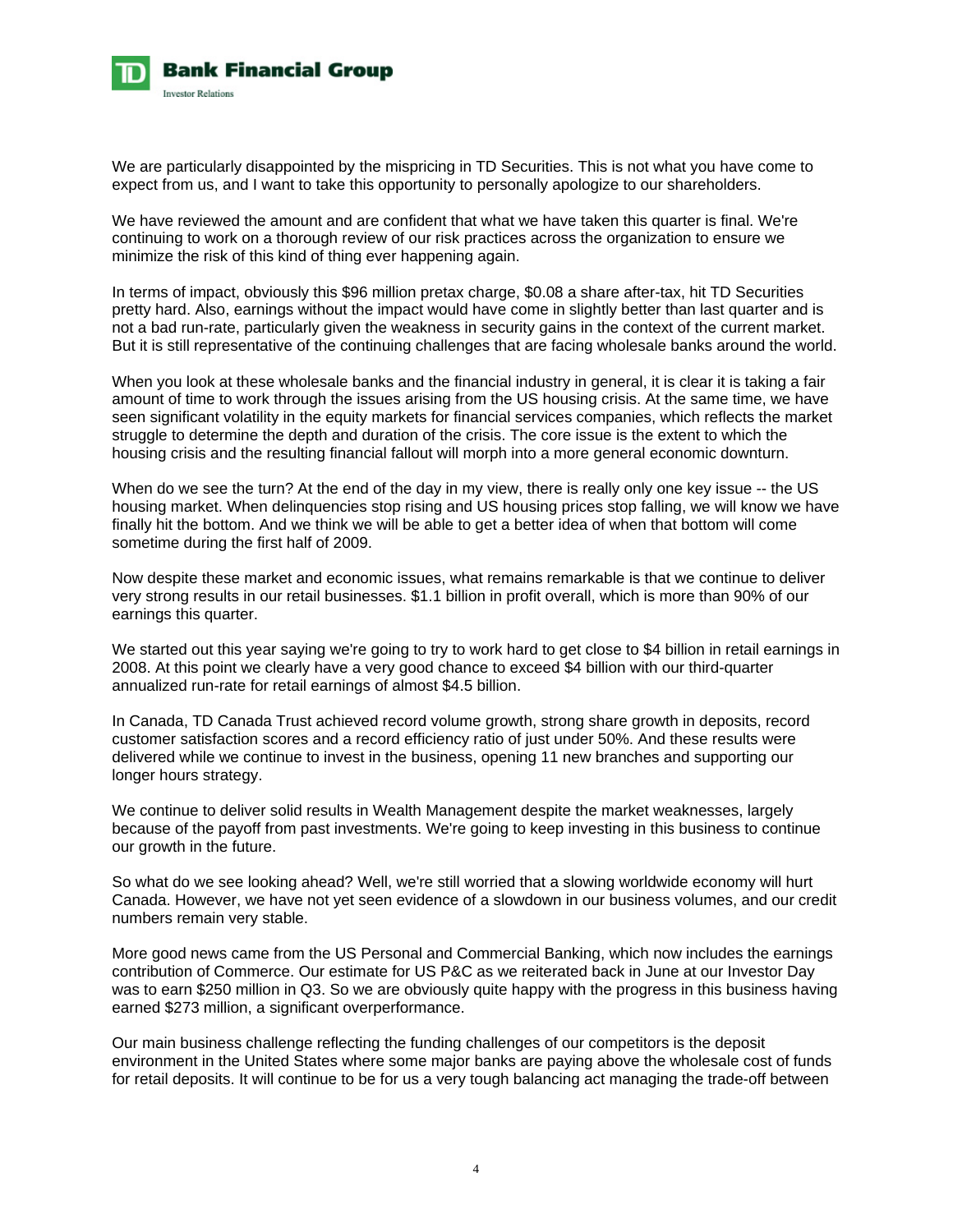We are particularly disappointed by the mispricing in TD Securities. This is not what you have come to expect from us, and I want to take this opportunity to personally apologize to our shareholders.

We have reviewed the amount and are confident that what we have taken this quarter is final. We're continuing to work on a thorough review of our risk practices across the organization to ensure we minimize the risk of this kind of thing ever happening again.

In terms of impact, obviously this $96 million pretax charge, $0.08 a share after-tax, hit TD Securities pretty hard. Also, earnings without the impact would have come in slightly better than last quarter and is not a bad run-rate, particularly given the weakness in security gains in the context of the current market. But it is still representative of the continuing challenges that are facing wholesale banks around the world.

When you look at these wholesale banks and the financial industry in general, it is clear it is taking a fair amount of time to work through the issues arising from the US housing crisis. At the same time, we have seen significant volatility in the equity markets for financial services companies, which reflects the market struggle to determine the depth and duration of the crisis. The core issue is the extent to which the housing crisis and the resulting financial fallout will morph into a more general economic downturn.

When do we see the turn? At the end of the day in my view, there is really only one key issue -- the US housing market. When delinquencies stop rising and US housing prices stop falling, we will know we have finally hit the bottom. And we think we will be able to get a better idea of when that bottom will come sometime during the first half of 2009.

Now despite these market and economic issues, what remains remarkable is that we continue to deliver very strong results in our retail businesses. $1.1 billion in profit overall, which is more than 90% of our earnings this quarter.

We started out this year saying we're going to try to work hard to get close to $4 billion in retail earnings in 2008. At this point we clearly have a very good chance to exceed $4 billion with our third-quarter annualized run-rate for retail earnings of almost $4.5 billion.

In Canada, TD Canada Trust achieved record volume growth, strong share growth in deposits, record customer satisfaction scores and a record efficiency ratio of just under 50%. And these results were delivered while we continue to invest in the business, opening 11 new branches and supporting our longer hours strategy.

We continue to deliver solid results in Wealth Management despite the market weaknesses, largely because of the payoff from past investments. We're going to keep investing in this business to continue our growth in the future.

So what do we see looking ahead? Well, we're still worried that a slowing worldwide economy will hurt Canada. However, we have not yet seen evidence of a slowdown in our business volumes, and our credit numbers remain very stable.

More good news came from the US Personal and Commercial Banking, which now includes the earnings contribution of Commerce. Our estimate for US P&C as we reiterated back in June at our Investor Day was to earn $250 million in Q3. So we are obviously quite happy with the progress in this business having earned $273 million, a significant overperformance.

Our main business challenge reflecting the funding challenges of our competitors is the deposit environment in the United States where some major banks are paying above the wholesale cost of funds for retail deposits. It will continue to be for us a very tough balancing act managing the trade-off between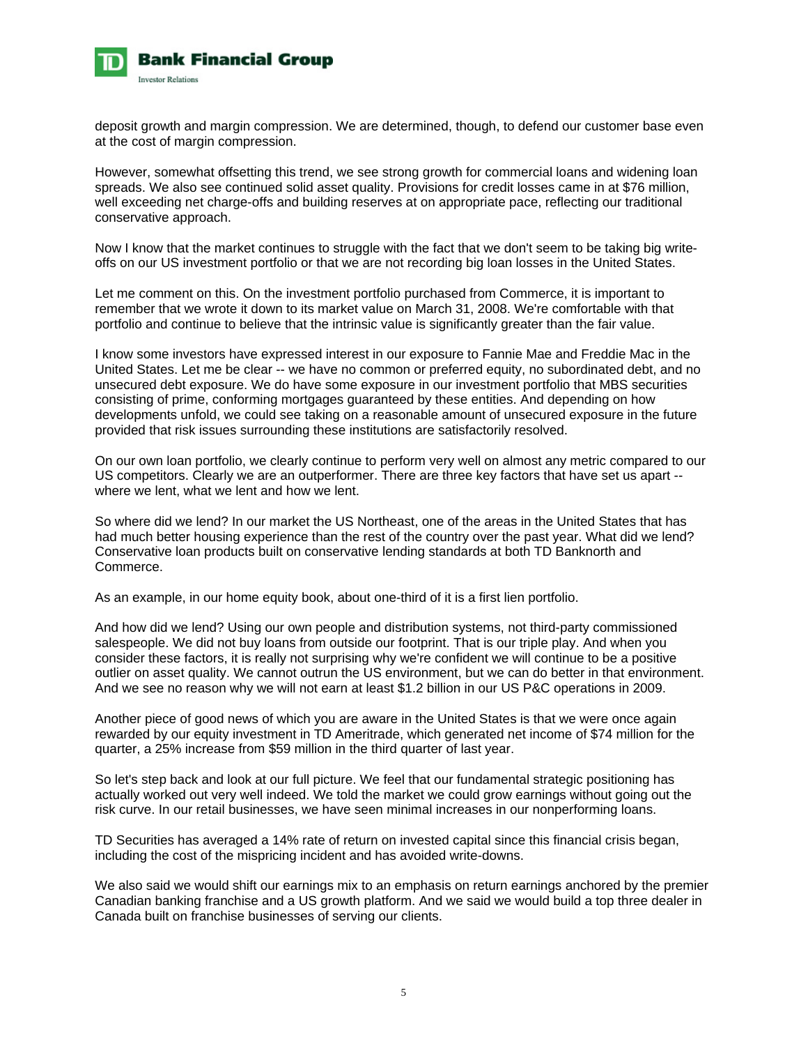deposit growth and margin compression. We are determined, though, to defend our customer base even at the cost of margin compression.

However, somewhat offsetting this trend, we see strong growth for commercial loans and widening loan spreads. We also see continued solid asset quality. Provisions for credit losses came in at $76 million, well exceeding net charge-offs and building reserves at on appropriate pace, reflecting our traditional conservative approach.

Now I know that the market continues to struggle with the fact that we don't seem to be taking big write-offs on our US investment portfolio or that we are not recording big loan losses in the United States.

Let me comment on this. On the investment portfolio purchased from Commerce, it is important to remember that we wrote it down to its market value on March 31, 2008. We're comfortable with that portfolio and continue to believe that the intrinsic value is significantly greater than the fair value.

I know some investors have expressed interest in our exposure to Fannie Mae and Freddie Mac in the United States. Let me be clear -- we have no common or preferred equity, no subordinated debt, and no unsecured debt exposure. We do have some exposure in our investment portfolio that MBS securities consisting of prime, conforming mortgages guaranteed by these entities. And depending on how developments unfold, we could see taking on a reasonable amount of unsecured exposure in the future provided that risk issues surrounding these institutions are satisfactorily resolved.

On our own loan portfolio, we clearly continue to perform very well on almost any metric compared to our US competitors. Clearly we are an outperformer. There are three key factors that have set us apart -- where we lent, what we lent and how we lent.

So where did we lend? In our market the US Northeast, one of the areas in the United States that has had much better housing experience than the rest of the country over the past year. What did we lend? Conservative loan products built on conservative lending standards at both TD Banknorth and Commerce.

As an example, in our home equity book, about one-third of it is a first lien portfolio.

And how did we lend? Using our own people and distribution systems, not third-party commissioned salespeople. We did not buy loans from outside our footprint. That is our triple play. And when you consider these factors, it is really not surprising why we're confident we will continue to be a positive outlier on asset quality. We cannot outrun the US environment, but we can do better in that environment. And we see no reason why we will not earn at least $1.2 billion in our US P&C operations in 2009.

Another piece of good news of which you are aware in the United States is that we were once again rewarded by our equity investment in TD Ameritrade, which generated net income of $74 million for the quarter, a 25% increase from $59 million in the third quarter of last year.

So let's step back and look at our full picture. We feel that our fundamental strategic positioning has actually worked out very well indeed. We told the market we could grow earnings without going out the risk curve. In our retail businesses, we have seen minimal increases in our nonperforming loans.

TD Securities has averaged a 14% rate of return on invested capital since this financial crisis began, including the cost of the mispricing incident and has avoided write-downs.

We also said we would shift our earnings mix to an emphasis on return earnings anchored by the premier Canadian banking franchise and a US growth platform. And we said we would build a top three dealer in Canada built on franchise businesses of serving our clients.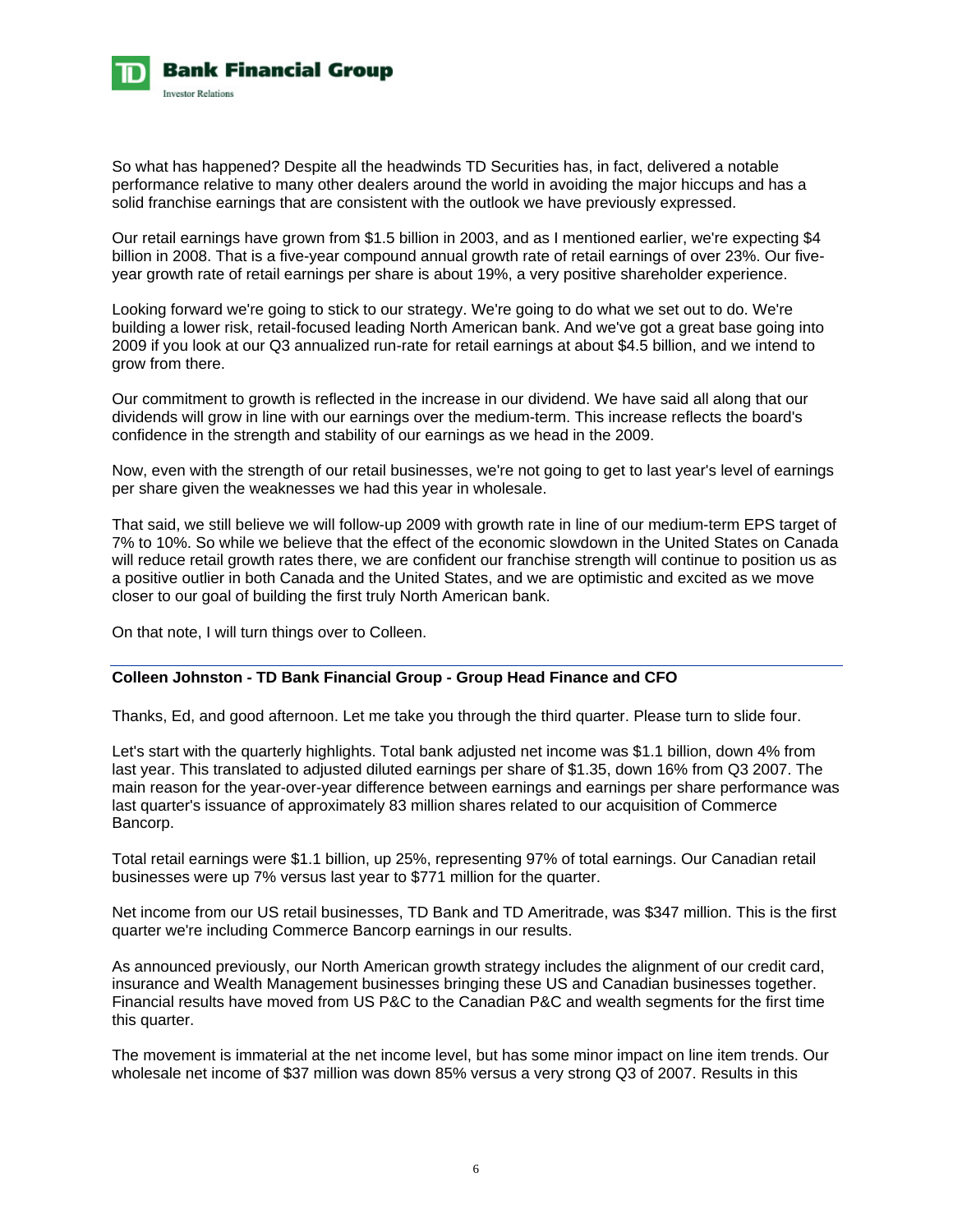So what has happened? Despite all the headwinds TD Securities has, in fact, delivered a notable performance relative to many other dealers around the world in avoiding the major hiccups and has a solid franchise earnings that are consistent with the outlook we have previously expressed.

Our retail earnings have grown from $1.5 billion in 2003, and as I mentioned earlier, we're expecting $4 billion in 2008. That is a five-year compound annual growth rate of retail earnings of over 23%. Our five-year growth rate of retail earnings per share is about 19%, a very positive shareholder experience.

Looking forward we're going to stick to our strategy. We're going to do what we set out to do. We're building a lower risk, retail-focused leading North American bank. And we've got a great base going into 2009 if you look at our Q3 annualized run-rate for retail earnings at about $4.5 billion, and we intend to grow from there.

Our commitment to growth is reflected in the increase in our dividend. We have said all along that our dividends will grow in line with our earnings over the medium-term. This increase reflects the board's confidence in the strength and stability of our earnings as we head in the 2009.

Now, even with the strength of our retail businesses, we're not going to get to last year's level of earnings per share given the weaknesses we had this year in wholesale.

That said, we still believe we will follow-up 2009 with growth rate in line of our medium-term EPS target of 7% to 10%. So while we believe that the effect of the economic slowdown in the United States on Canada will reduce retail growth rates there, we are confident our franchise strength will continue to position us as a positive outlier in both Canada and the United States, and we are optimistic and excited as we move closer to our goal of building the first truly North American bank.

On that note, I will turn things over to Colleen.

**Colleen Johnston - TD Bank Financial Group - Group Head Finance and CFO**

Thanks, Ed, and good afternoon. Let me take you through the third quarter. Please turn to slide four.

Let's start with the quarterly highlights. Total bank adjusted net income was $1.1 billion, down 4% from last year. This translated to adjusted diluted earnings per share of $1.35, down 16% from Q3 2007. The main reason for the year-over-year difference between earnings and earnings per share performance was last quarter's issuance of approximately 83 million shares related to our acquisition of Commerce Bancorp.

Total retail earnings were $1.1 billion, up 25%, representing 97% of total earnings. Our Canadian retail businesses were up 7% versus last year to $771 million for the quarter.

Net income from our US retail businesses, TD Bank and TD Ameritrade, was $347 million. This is the first quarter we're including Commerce Bancorp earnings in our results.

As announced previously, our North American growth strategy includes the alignment of our credit card, insurance and Wealth Management businesses bringing these US and Canadian businesses together. Financial results have moved from US P&C to the Canadian P&C and wealth segments for the first time this quarter.

The movement is immaterial at the net income level, but has some minor impact on line item trends. Our wholesale net income of $37 million was down 85% versus a very strong Q3 of 2007. Results in this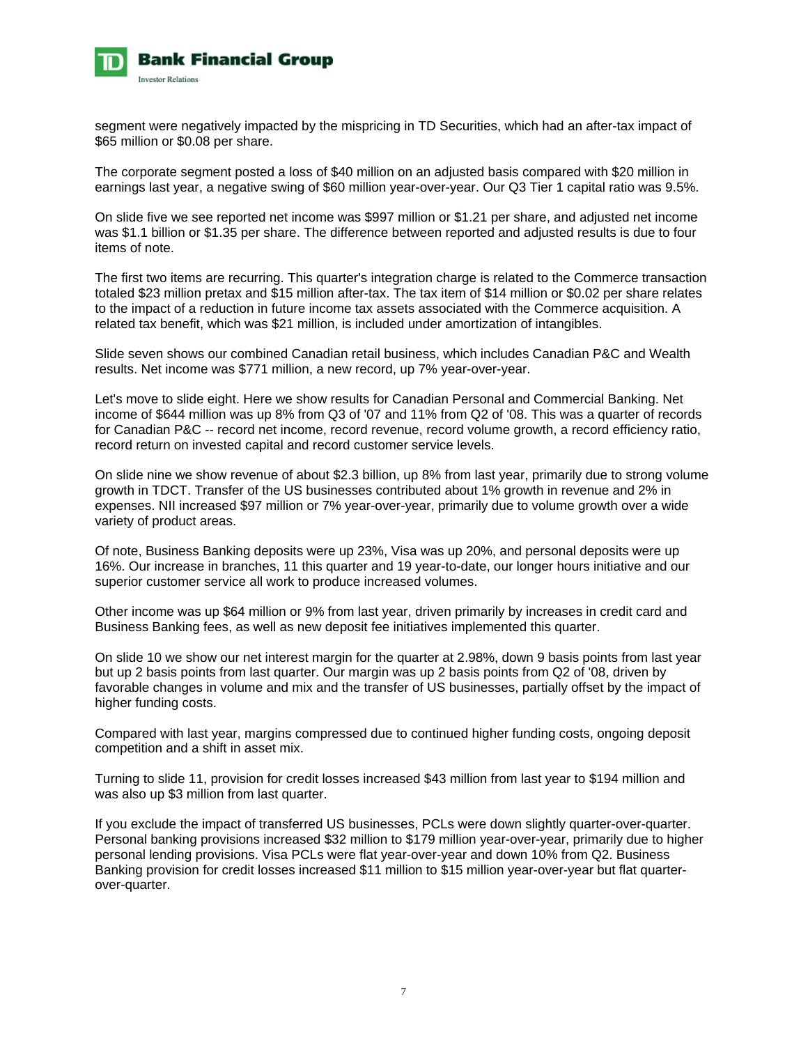segment were negatively impacted by the mispricing in TD Securities, which had an after-tax impact of $65 million or $0.08 per share.

The corporate segment posted a loss of $40 million on an adjusted basis compared with $20 million in earnings last year, a negative swing of $60 million year-over-year. Our Q3 Tier 1 capital ratio was 9.5%.

On slide five we see reported net income was $997 million or $1.21 per share, and adjusted net income was $1.1 billion or $1.35 per share. The difference between reported and adjusted results is due to four items of note.

The first two items are recurring. This quarter's integration charge is related to the Commerce transaction totaled $23 million pretax and $15 million after-tax. The tax item of $14 million or $0.02 per share relates to the impact of a reduction in future income tax assets associated with the Commerce acquisition. A related tax benefit, which was $21 million, is included under amortization of intangibles.

Slide seven shows our combined Canadian retail business, which includes Canadian P&C and Wealth results. Net income was $771 million, a new record, up 7% year-over-year.

Let's move to slide eight. Here we show results for Canadian Personal and Commercial Banking. Net income of $644 million was up 8% from Q3 of '07 and 11% from Q2 of '08. This was a quarter of records for Canadian P&C -- record net income, record revenue, record volume growth, a record efficiency ratio, record return on invested capital and record customer service levels.

On slide nine we show revenue of about $2.3 billion, up 8% from last year, primarily due to strong volume growth in TDCT. Transfer of the US businesses contributed about 1% growth in revenue and 2% in expenses. NII increased $97 million or 7% year-over-year, primarily due to volume growth over a wide variety of product areas.

Of note, Business Banking deposits were up 23%, Visa was up 20%, and personal deposits were up 16%. Our increase in branches, 11 this quarter and 19 year-to-date, our longer hours initiative and our superior customer service all work to produce increased volumes.

Other income was up $64 million or 9% from last year, driven primarily by increases in credit card and Business Banking fees, as well as new deposit fee initiatives implemented this quarter.

On slide 10 we show our net interest margin for the quarter at 2.98%, down 9 basis points from last year but up 2 basis points from last quarter. Our margin was up 2 basis points from Q2 of '08, driven by favorable changes in volume and mix and the transfer of US businesses, partially offset by the impact of higher funding costs.

Compared with last year, margins compressed due to continued higher funding costs, ongoing deposit competition and a shift in asset mix.

Turning to slide 11, provision for credit losses increased $43 million from last year to $194 million and was also up $3 million from last quarter.

If you exclude the impact of transferred US businesses, PCLs were down slightly quarter-over-quarter. Personal banking provisions increased $32 million to $179 million year-over-year, primarily due to higher personal lending provisions. Visa PCLs were flat year-over-year and down 10% from Q2. Business Banking provision for credit losses increased $11 million to $15 million year-over-year but flat quarter-over-quarter.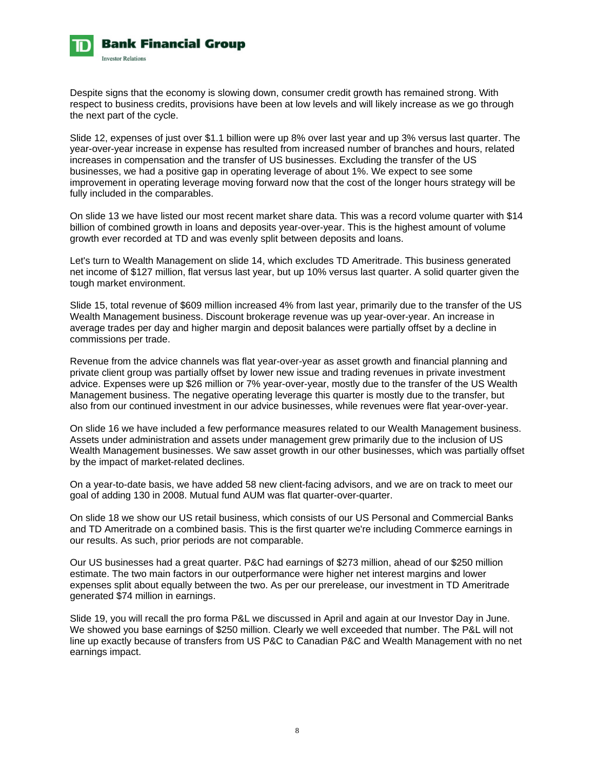Despite signs that the economy is slowing down, consumer credit growth has remained strong. With respect to business credits, provisions have been at low levels and will likely increase as we go through the next part of the cycle.

Slide 12, expenses of just over $1.1 billion were up 8% over last year and up 3% versus last quarter. The year-over-year increase in expense has resulted from increased number of branches and hours, related increases in compensation and the transfer of US businesses. Excluding the transfer of the US businesses, we had a positive gap in operating leverage of about 1%. We expect to see some improvement in operating leverage moving forward now that the cost of the longer hours strategy will be fully included in the comparables.

On slide 13 we have listed our most recent market share data. This was a record volume quarter with $14 billion of combined growth in loans and deposits year-over-year. This is the highest amount of volume growth ever recorded at TD and was evenly split between deposits and loans.

Let's turn to Wealth Management on slide 14, which excludes TD Ameritrade. This business generated net income of $127 million, flat versus last year, but up 10% versus last quarter. A solid quarter given the tough market environment.

Slide 15, total revenue of $609 million increased 4% from last year, primarily due to the transfer of the US Wealth Management business. Discount brokerage revenue was up year-over-year. An increase in average trades per day and higher margin and deposit balances were partially offset by a decline in commissions per trade.

Revenue from the advice channels was flat year-over-year as asset growth and financial planning and private client group was partially offset by lower new issue and trading revenues in private investment advice. Expenses were up $26 million or 7% year-over-year, mostly due to the transfer of the US Wealth Management business. The negative operating leverage this quarter is mostly due to the transfer, but also from our continued investment in our advice businesses, while revenues were flat year-over-year.

On slide 16 we have included a few performance measures related to our Wealth Management business. Assets under administration and assets under management grew primarily due to the inclusion of US Wealth Management businesses. We saw asset growth in our other businesses, which was partially offset by the impact of market-related declines.

On a year-to-date basis, we have added 58 new client-facing advisors, and we are on track to meet our goal of adding 130 in 2008. Mutual fund AUM was flat quarter-over-quarter.

On slide 18 we show our US retail business, which consists of our US Personal and Commercial Banks and TD Ameritrade on a combined basis. This is the first quarter we're including Commerce earnings in our results. As such, prior periods are not comparable.

Our US businesses had a great quarter. P&C had earnings of $273 million, ahead of our $250 million estimate. The two main factors in our outperformance were higher net interest margins and lower expenses split about equally between the two. As per our prerelease, our investment in TD Ameritrade generated $74 million in earnings.

Slide 19, you will recall the pro forma P&L we discussed in April and again at our Investor Day in June. We showed you base earnings of $250 million. Clearly we well exceeded that number. The P&L will not line up exactly because of transfers from US P&C to Canadian P&C and Wealth Management with no net earnings impact.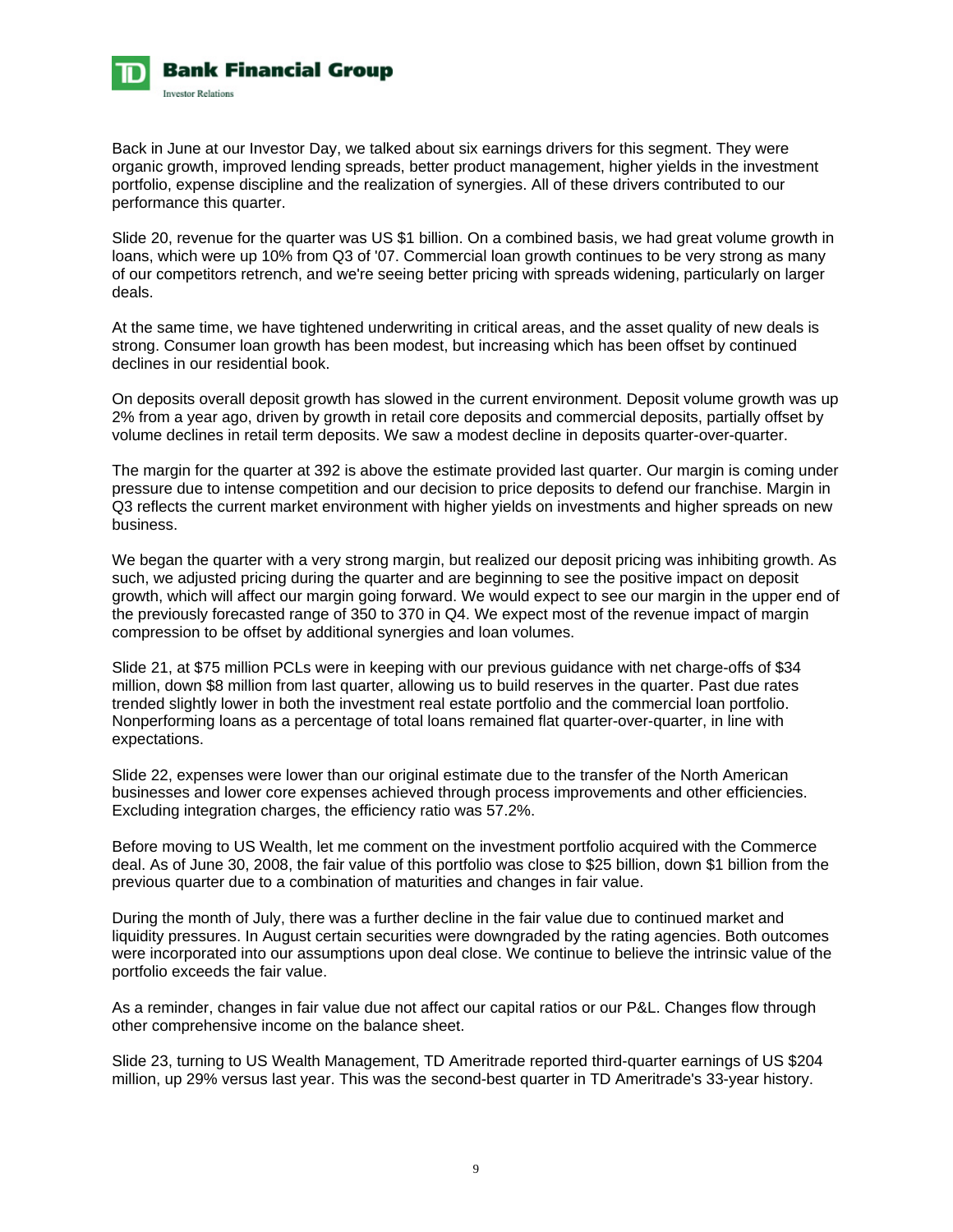Back in June at our Investor Day, we talked about six earnings drivers for this segment. They were organic growth, improved lending spreads, better product management, higher yields in the investment portfolio, expense discipline and the realization of synergies. All of these drivers contributed to our performance this quarter.

Slide 20, revenue for the quarter was US $1 billion. On a combined basis, we had great volume growth in loans, which were up 10% from Q3 of '07. Commercial loan growth continues to be very strong as many of our competitors retrench, and we're seeing better pricing with spreads widening, particularly on larger deals.

At the same time, we have tightened underwriting in critical areas, and the asset quality of new deals is strong. Consumer loan growth has been modest, but increasing which has been offset by continued declines in our residential book.

On deposits overall deposit growth has slowed in the current environment. Deposit volume growth was up 2% from a year ago, driven by growth in retail core deposits and commercial deposits, partially offset by volume declines in retail term deposits. We saw a modest decline in deposits quarter-over-quarter.

The margin for the quarter at 392 is above the estimate provided last quarter. Our margin is coming under pressure due to intense competition and our decision to price deposits to defend our franchise. Margin in Q3 reflects the current market environment with higher yields on investments and higher spreads on new business.

We began the quarter with a very strong margin, but realized our deposit pricing was inhibiting growth. As such, we adjusted pricing during the quarter and are beginning to see the positive impact on deposit growth, which will affect our margin going forward. We would expect to see our margin in the upper end of the previously forecasted range of 350 to 370 in Q4. We expect most of the revenue impact of margin compression to be offset by additional synergies and loan volumes.

Slide 21, at $75 million PCLs were in keeping with our previous guidance with net charge-offs of $34 million, down $8 million from last quarter, allowing us to build reserves in the quarter. Past due rates trended slightly lower in both the investment real estate portfolio and the commercial loan portfolio. Nonperforming loans as a percentage of total loans remained flat quarter-over-quarter, in line with expectations.

Slide 22, expenses were lower than our original estimate due to the transfer of the North American businesses and lower core expenses achieved through process improvements and other efficiencies. Excluding integration charges, the efficiency ratio was 57.2%.

Before moving to US Wealth, let me comment on the investment portfolio acquired with the Commerce deal. As of June 30, 2008, the fair value of this portfolio was close to $25 billion, down $1 billion from the previous quarter due to a combination of maturities and changes in fair value.

During the month of July, there was a further decline in the fair value due to continued market and liquidity pressures. In August certain securities were downgraded by the rating agencies. Both outcomes were incorporated into our assumptions upon deal close. We continue to believe the intrinsic value of the portfolio exceeds the fair value.

As a reminder, changes in fair value due not affect our capital ratios or our P&L. Changes flow through other comprehensive income on the balance sheet.

Slide 23, turning to US Wealth Management, TD Ameritrade reported third-quarter earnings of US $204 million, up 29% versus last year. This was the second-best quarter in TD Ameritrade's 33-year history.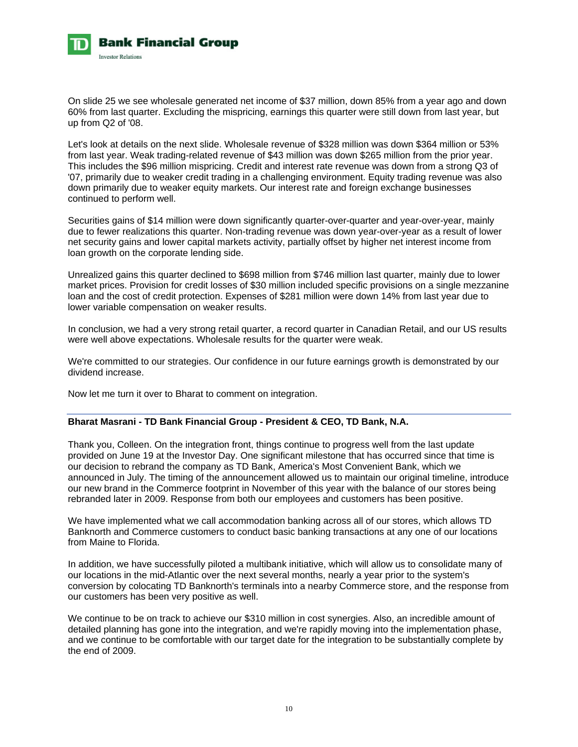On slide 25 we see wholesale generated net income of $37 million, down 85% from a year ago and down 60% from last quarter. Excluding the mispricing, earnings this quarter were still down from last year, but up from Q2 of '08.

Let's look at details on the next slide. Wholesale revenue of $328 million was down $364 million or 53% from last year. Weak trading-related revenue of $43 million was down $265 million from the prior year. This includes the $96 million mispricing. Credit and interest rate revenue was down from a strong Q3 of '07, primarily due to weaker credit trading in a challenging environment. Equity trading revenue was also down primarily due to weaker equity markets. Our interest rate and foreign exchange businesses continued to perform well.

Securities gains of $14 million were down significantly quarter-over-quarter and year-over-year, mainly due to fewer realizations this quarter. Non-trading revenue was down year-over-year as a result of lower net security gains and lower capital markets activity, partially offset by higher net interest income from loan growth on the corporate lending side.

Unrealized gains this quarter declined to $698 million from $746 million last quarter, mainly due to lower market prices. Provision for credit losses of $30 million included specific provisions on a single mezzanine loan and the cost of credit protection. Expenses of $281 million were down 14% from last year due to lower variable compensation on weaker results.

In conclusion, we had a very strong retail quarter, a record quarter in Canadian Retail, and our US results were well above expectations. Wholesale results for the quarter were weak.

We're committed to our strategies. Our confidence in our future earnings growth is demonstrated by our dividend increase.

Now let me turn it over to Bharat to comment on integration.

---

**Bharat Masrani - TD Bank Financial Group - President & CEO, TD Bank, N.A.**

Thank you, Colleen. On the integration front, things continue to progress well from the last update provided on June 19 at the Investor Day. One significant milestone that has occurred since that time is our decision to rebrand the company as TD Bank, America's Most Convenient Bank, which we announced in July. The timing of the announcement allowed us to maintain our original timeline, introduce our new brand in the Commerce footprint in November of this year with the balance of our stores being rebranded later in 2009. Response from both our employees and customers has been positive.

We have implemented what we call accommodation banking across all of our stores, which allows TD Banknorth and Commerce customers to conduct basic banking transactions at any one of our locations from Maine to Florida.

In addition, we have successfully piloted a multibank initiative, which will allow us to consolidate many of our locations in the mid-Atlantic over the next several months, nearly a year prior to the system's conversion by colocating TD Banknorth's terminals into a nearby Commerce store, and the response from our customers has been very positive as well.

We continue to be on track to achieve our $310 million in cost synergies. Also, an incredible amount of detailed planning has gone into the integration, and we're rapidly moving into the implementation phase, and we continue to be comfortable with our target date for the integration to be substantially complete by the end of 2009.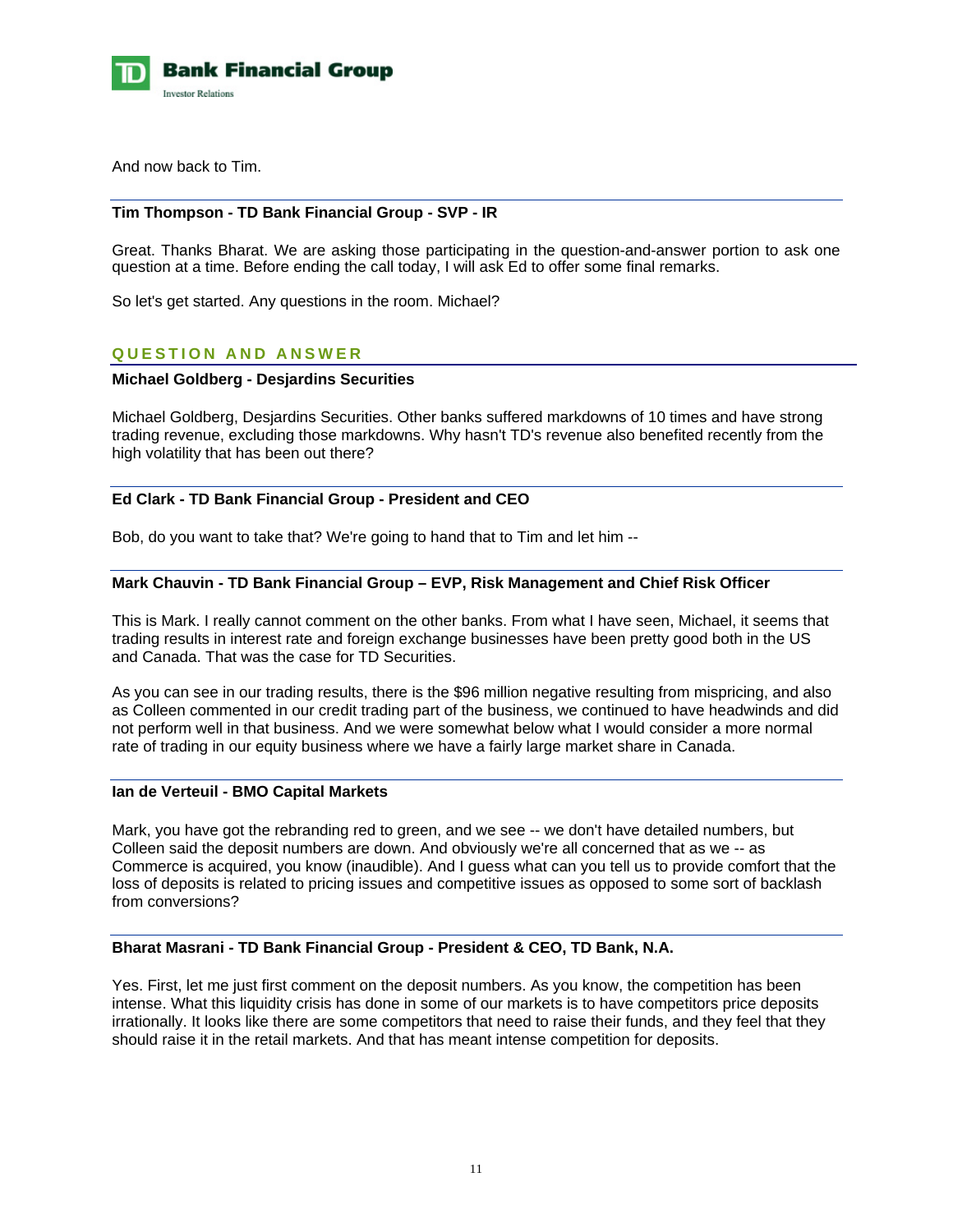And now back to Tim.

**Tim Thompson - TD Bank Financial Group - SVP - IR**

Great. Thanks Bharat. We are asking those participating in the question-and-answer portion to ask one question at a time. Before ending the call today, I will ask Ed to offer some final remarks.

So let's get started. Any questions in the room. Michael?

## QUESTION AND ANSWER

**Michael Goldberg - Desjardins Securities**

Michael Goldberg, Desjardins Securities. Other banks suffered markdowns of 10 times and have strong trading revenue, excluding those markdowns. Why hasn't TD's revenue also benefited recently from the high volatility that has been out there?

**Ed Clark - TD Bank Financial Group - President and CEO**

Bob, do you want to take that? We're going to hand that to Tim and let him --

**Mark Chauvin - TD Bank Financial Group – EVP, Risk Management and Chief Risk Officer**

This is Mark. I really cannot comment on the other banks. From what I have seen, Michael, it seems that trading results in interest rate and foreign exchange businesses have been pretty good both in the US and Canada. That was the case for TD Securities.

As you can see in our trading results, there is the $96 million negative resulting from mispricing, and also as Colleen commented in our credit trading part of the business, we continued to have headwinds and did not perform well in that business. And we were somewhat below what I would consider a more normal rate of trading in our equity business where we have a fairly large market share in Canada.

**Ian de Verteuil - BMO Capital Markets**

Mark, you have got the rebranding red to green, and we see -- we don't have detailed numbers, but Colleen said the deposit numbers are down. And obviously we're all concerned that as we -- as Commerce is acquired, you know (inaudible). And I guess what can you tell us to provide comfort that the loss of deposits is related to pricing issues and competitive issues as opposed to some sort of backlash from conversions?

**Bharat Masrani - TD Bank Financial Group - President & CEO, TD Bank, N.A.**

Yes. First, let me just first comment on the deposit numbers. As you know, the competition has been intense. What this liquidity crisis has done in some of our markets is to have competitors price deposits irrationally. It looks like there are some competitors that need to raise their funds, and they feel that they should raise it in the retail markets. And that has meant intense competition for deposits.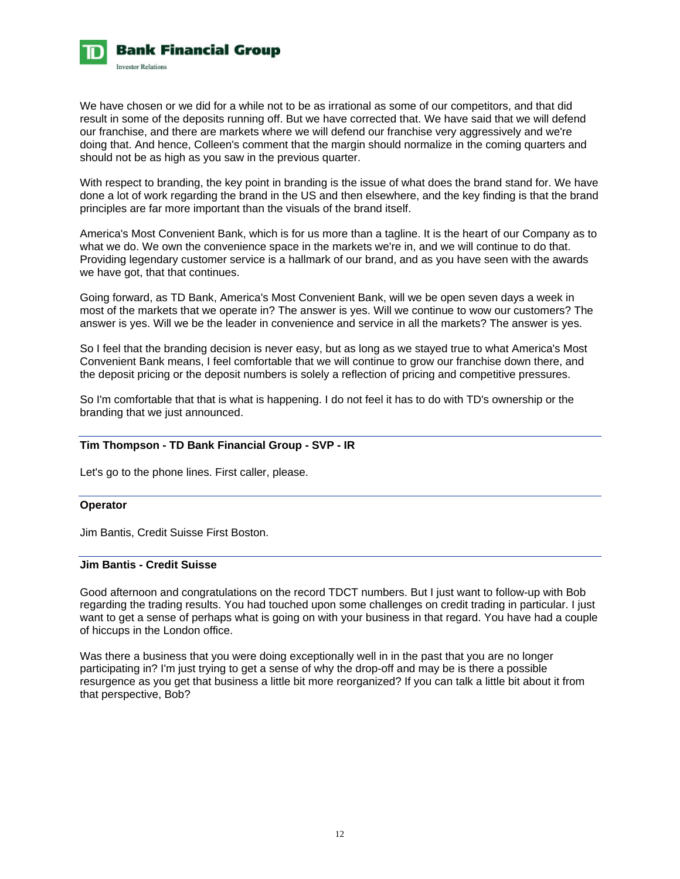We have chosen or we did for a while not to be as irrational as some of our competitors, and that did result in some of the deposits running off. But we have corrected that. We have said that we will defend our franchise, and there are markets where we will defend our franchise very aggressively and we're doing that. And hence, Colleen's comment that the margin should normalize in the coming quarters and should not be as high as you saw in the previous quarter.

With respect to branding, the key point in branding is the issue of what does the brand stand for. We have done a lot of work regarding the brand in the US and then elsewhere, and the key finding is that the brand principles are far more important than the visuals of the brand itself.

America's Most Convenient Bank, which is for us more than a tagline. It is the heart of our Company as to what we do. We own the convenience space in the markets we're in, and we will continue to do that. Providing legendary customer service is a hallmark of our brand, and as you have seen with the awards we have got, that that continues.

Going forward, as TD Bank, America's Most Convenient Bank, will we be open seven days a week in most of the markets that we operate in? The answer is yes. Will we continue to wow our customers? The answer is yes. Will we be the leader in convenience and service in all the markets? The answer is yes.

So I feel that the branding decision is never easy, but as long as we stayed true to what America's Most Convenient Bank means, I feel comfortable that we will continue to grow our franchise down there, and the deposit pricing or the deposit numbers is solely a reflection of pricing and competitive pressures.

So I'm comfortable that that is what is happening. I do not feel it has to do with TD's ownership or the branding that we just announced.

---

**Tim Thompson - TD Bank Financial Group - SVP - IR**

Let's go to the phone lines. First caller, please.

---

**Operator**

Jim Bantis, Credit Suisse First Boston.

---

**Jim Bantis - Credit Suisse**

Good afternoon and congratulations on the record TDCT numbers. But I just want to follow-up with Bob regarding the trading results. You had touched upon some challenges on credit trading in particular. I just want to get a sense of perhaps what is going on with your business in that regard. You have had a couple of hiccups in the London office.

Was there a business that you were doing exceptionally well in in the past that you are no longer participating in? I'm just trying to get a sense of why the drop-off and may be is there a possible resurgence as you get that business a little bit more reorganized? If you can talk a little bit about it from that perspective, Bob?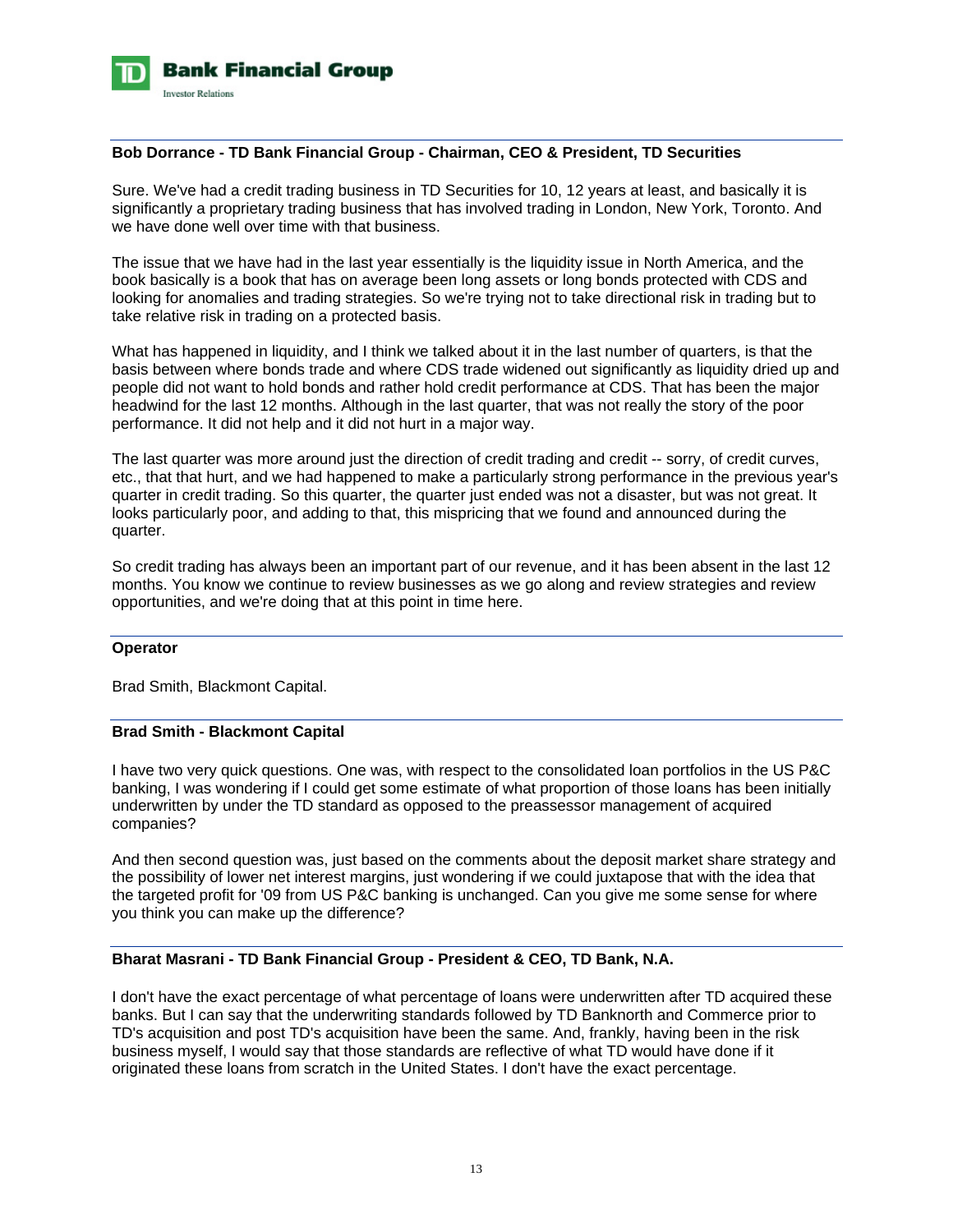**Bob Dorrance - TD Bank Financial Group - Chairman, CEO & President, TD Securities**

Sure. We've had a credit trading business in TD Securities for 10, 12 years at least, and basically it is significantly a proprietary trading business that has involved trading in London, New York, Toronto. And we have done well over time with that business.

The issue that we have had in the last year essentially is the liquidity issue in North America, and the book basically is a book that has on average been long assets or long bonds protected with CDS and looking for anomalies and trading strategies. So we're trying not to take directional risk in trading but to take relative risk in trading on a protected basis.

What has happened in liquidity, and I think we talked about it in the last number of quarters, is that the basis between where bonds trade and where CDS trade widened out significantly as liquidity dried up and people did not want to hold bonds and rather hold credit performance at CDS. That has been the major headwind for the last 12 months. Although in the last quarter, that was not really the story of the poor performance. It did not help and it did not hurt in a major way.

The last quarter was more around just the direction of credit trading and credit -- sorry, of credit curves, etc., that that hurt, and we had happened to make a particularly strong performance in the previous year's quarter in credit trading. So this quarter, the quarter just ended was not a disaster, but was not great. It looks particularly poor, and adding to that, this mispricing that we found and announced during the quarter.

So credit trading has always been an important part of our revenue, and it has been absent in the last 12 months. You know we continue to review businesses as we go along and review strategies and review opportunities, and we're doing that at this point in time here.

**Operator**

Brad Smith, Blackmont Capital.

**Brad Smith - Blackmont Capital**

I have two very quick questions. One was, with respect to the consolidated loan portfolios in the US P&C banking, I was wondering if I could get some estimate of what proportion of those loans has been initially underwritten by under the TD standard as opposed to the preassessor management of acquired companies?

And then second question was, just based on the comments about the deposit market share strategy and the possibility of lower net interest margins, just wondering if we could juxtapose that with the idea that the targeted profit for '09 from US P&C banking is unchanged. Can you give me some sense for where you think you can make up the difference?

**Bharat Masrani - TD Bank Financial Group - President & CEO, TD Bank, N.A.**

I don't have the exact percentage of what percentage of loans were underwritten after TD acquired these banks. But I can say that the underwriting standards followed by TD Banknorth and Commerce prior to TD's acquisition and post TD's acquisition have been the same. And, frankly, having been in the risk business myself, I would say that those standards are reflective of what TD would have done if it originated these loans from scratch in the United States. I don't have the exact percentage.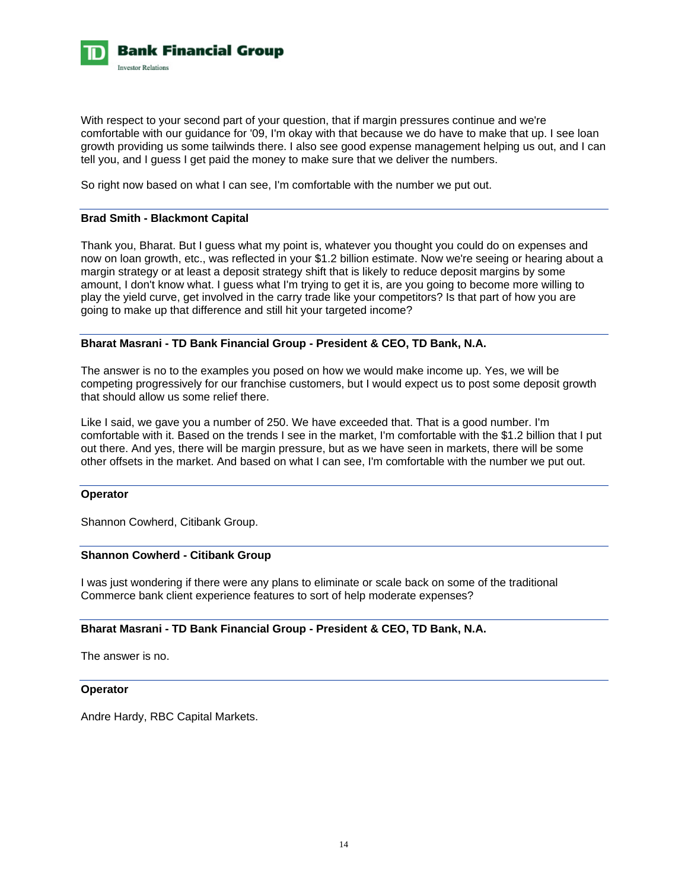With respect to your second part of your question, that if margin pressures continue and we're comfortable with our guidance for '09, I'm okay with that because we do have to make that up. I see loan growth providing us some tailwinds there. I also see good expense management helping us out, and I can tell you, and I guess I get paid the money to make sure that we deliver the numbers.

So right now based on what I can see, I'm comfortable with the number we put out.

**Brad Smith - Blackmont Capital**

Thank you, Bharat. But I guess what my point is, whatever you thought you could do on expenses and now on loan growth, etc., was reflected in your $1.2 billion estimate. Now we're seeing or hearing about a margin strategy or at least a deposit strategy shift that is likely to reduce deposit margins by some amount, I don't know what. I guess what I'm trying to get it is, are you going to become more willing to play the yield curve, get involved in the carry trade like your competitors? Is that part of how you are going to make up that difference and still hit your targeted income?

**Bharat Masrani - TD Bank Financial Group - President & CEO, TD Bank, N.A.**

The answer is no to the examples you posed on how we would make income up. Yes, we will be competing progressively for our franchise customers, but I would expect us to post some deposit growth that should allow us some relief there.

Like I said, we gave you a number of 250. We have exceeded that. That is a good number. I'm comfortable with it. Based on the trends I see in the market, I'm comfortable with the $1.2 billion that I put out there. And yes, there will be margin pressure, but as we have seen in markets, there will be some other offsets in the market. And based on what I can see, I'm comfortable with the number we put out.

**Operator**

Shannon Cowherd, Citibank Group.

**Shannon Cowherd - Citibank Group**

I was just wondering if there were any plans to eliminate or scale back on some of the traditional Commerce bank client experience features to sort of help moderate expenses?

**Bharat Masrani - TD Bank Financial Group - President & CEO, TD Bank, N.A.**

The answer is no.

**Operator**

Andre Hardy, RBC Capital Markets.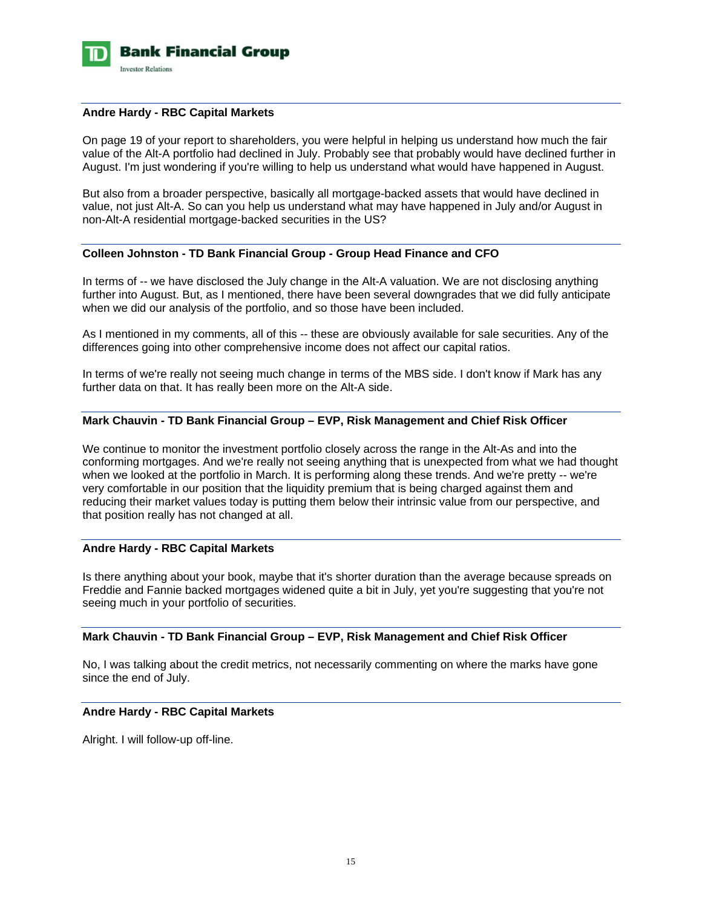**Andre Hardy - RBC Capital Markets**

On page 19 of your report to shareholders, you were helpful in helping us understand how much the fair value of the Alt-A portfolio had declined in July. Probably see that probably would have declined further in August. I'm just wondering if you're willing to help us understand what would have happened in August.

But also from a broader perspective, basically all mortgage-backed assets that would have declined in value, not just Alt-A. So can you help us understand what may have happened in July and/or August in non-Alt-A residential mortgage-backed securities in the US?

**Colleen Johnston - TD Bank Financial Group - Group Head Finance and CFO**

In terms of -- we have disclosed the July change in the Alt-A valuation. We are not disclosing anything further into August. But, as I mentioned, there have been several downgrades that we did fully anticipate when we did our analysis of the portfolio, and so those have been included.

As I mentioned in my comments, all of this -- these are obviously available for sale securities. Any of the differences going into other comprehensive income does not affect our capital ratios.

In terms of we're really not seeing much change in terms of the MBS side. I don't know if Mark has any further data on that. It has really been more on the Alt-A side.

**Mark Chauvin - TD Bank Financial Group – EVP, Risk Management and Chief Risk Officer**

We continue to monitor the investment portfolio closely across the range in the Alt-As and into the conforming mortgages. And we're really not seeing anything that is unexpected from what we had thought when we looked at the portfolio in March. It is performing along these trends. And we're pretty -- we're very comfortable in our position that the liquidity premium that is being charged against them and reducing their market values today is putting them below their intrinsic value from our perspective, and that position really has not changed at all.

**Andre Hardy - RBC Capital Markets**

Is there anything about your book, maybe that it's shorter duration than the average because spreads on Freddie and Fannie backed mortgages widened quite a bit in July, yet you're suggesting that you're not seeing much in your portfolio of securities.

**Mark Chauvin - TD Bank Financial Group – EVP, Risk Management and Chief Risk Officer**

No, I was talking about the credit metrics, not necessarily commenting on where the marks have gone since the end of July.

**Andre Hardy - RBC Capital Markets**

Alright. I will follow-up off-line.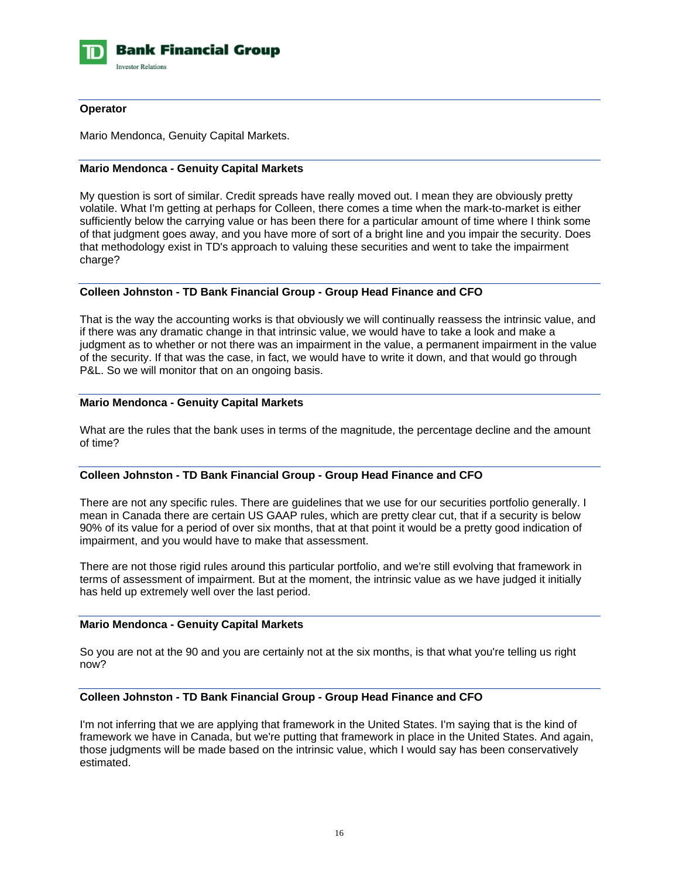**Operator**

Mario Mendonca, Genuity Capital Markets.

**Mario Mendonca - Genuity Capital Markets**

My question is sort of similar. Credit spreads have really moved out. I mean they are obviously pretty volatile. What I'm getting at perhaps for Colleen, there comes a time when the mark-to-market is either sufficiently below the carrying value or has been there for a particular amount of time where I think some of that judgment goes away, and you have more of sort of a bright line and you impair the security. Does that methodology exist in TD's approach to valuing these securities and went to take the impairment charge?

**Colleen Johnston - TD Bank Financial Group - Group Head Finance and CFO**

That is the way the accounting works is that obviously we will continually reassess the intrinsic value, and if there was any dramatic change in that intrinsic value, we would have to take a look and make a judgment as to whether or not there was an impairment in the value, a permanent impairment in the value of the security. If that was the case, in fact, we would have to write it down, and that would go through P&L. So we will monitor that on an ongoing basis.

**Mario Mendonca - Genuity Capital Markets**

What are the rules that the bank uses in terms of the magnitude, the percentage decline and the amount of time?

**Colleen Johnston - TD Bank Financial Group - Group Head Finance and CFO**

There are not any specific rules. There are guidelines that we use for our securities portfolio generally. I mean in Canada there are certain US GAAP rules, which are pretty clear cut, that if a security is below 90% of its value for a period of over six months, that at that point it would be a pretty good indication of impairment, and you would have to make that assessment.

There are not those rigid rules around this particular portfolio, and we're still evolving that framework in terms of assessment of impairment. But at the moment, the intrinsic value as we have judged it initially has held up extremely well over the last period.

**Mario Mendonca - Genuity Capital Markets**

So you are not at the 90 and you are certainly not at the six months, is that what you're telling us right now?

**Colleen Johnston - TD Bank Financial Group - Group Head Finance and CFO**

I'm not inferring that we are applying that framework in the United States. I'm saying that is the kind of framework we have in Canada, but we're putting that framework in place in the United States. And again, those judgments will be made based on the intrinsic value, which I would say has been conservatively estimated.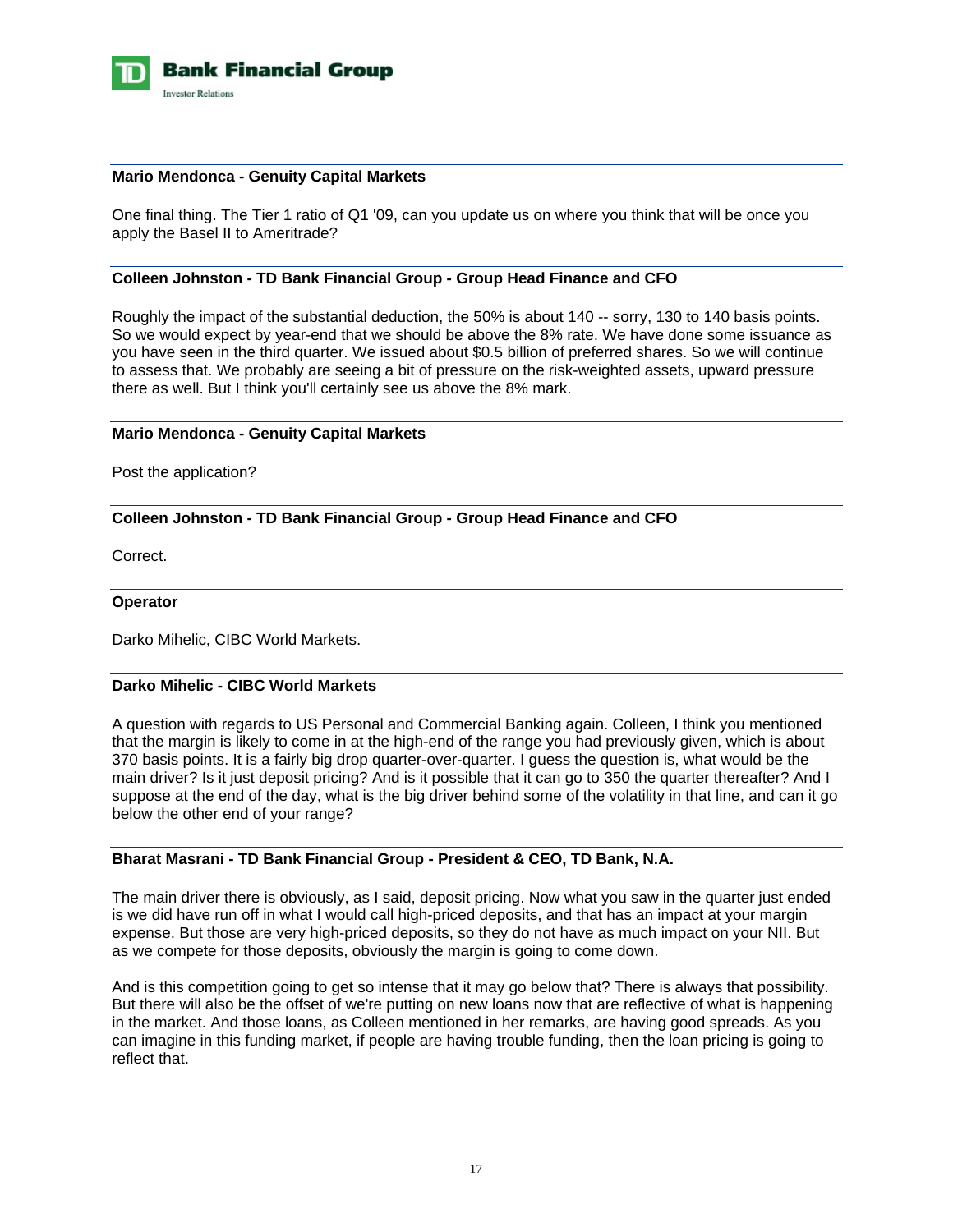**Mario Mendonca - Genuity Capital Markets**

One final thing. The Tier 1 ratio of Q1 '09, can you update us on where you think that will be once you apply the Basel II to Ameritrade?

**Colleen Johnston - TD Bank Financial Group - Group Head Finance and CFO**

Roughly the impact of the substantial deduction, the 50% is about 140 -- sorry, 130 to 140 basis points. So we would expect by year-end that we should be above the 8% rate. We have done some issuance as you have seen in the third quarter. We issued about $0.5 billion of preferred shares. So we will continue to assess that. We probably are seeing a bit of pressure on the risk-weighted assets, upward pressure there as well. But I think you'll certainly see us above the 8% mark.

**Mario Mendonca - Genuity Capital Markets**

Post the application?

**Colleen Johnston - TD Bank Financial Group - Group Head Finance and CFO**

Correct.

**Operator**

Darko Mihelic, CIBC World Markets.

**Darko Mihelic - CIBC World Markets**

A question with regards to US Personal and Commercial Banking again. Colleen, I think you mentioned that the margin is likely to come in at the high-end of the range you had previously given, which is about 370 basis points. It is a fairly big drop quarter-over-quarter. I guess the question is, what would be the main driver? Is it just deposit pricing? And is it possible that it can go to 350 the quarter thereafter? And I suppose at the end of the day, what is the big driver behind some of the volatility in that line, and can it go below the other end of your range?

**Bharat Masrani - TD Bank Financial Group - President & CEO, TD Bank, N.A.**

The main driver there is obviously, as I said, deposit pricing. Now what you saw in the quarter just ended is we did have run off in what I would call high-priced deposits, and that has an impact at your margin expense. But those are very high-priced deposits, so they do not have as much impact on your NII. But as we compete for those deposits, obviously the margin is going to come down.

And is this competition going to get so intense that it may go below that? There is always that possibility. But there will also be the offset of we're putting on new loans now that are reflective of what is happening in the market. And those loans, as Colleen mentioned in her remarks, are having good spreads. As you can imagine in this funding market, if people are having trouble funding, then the loan pricing is going to reflect that.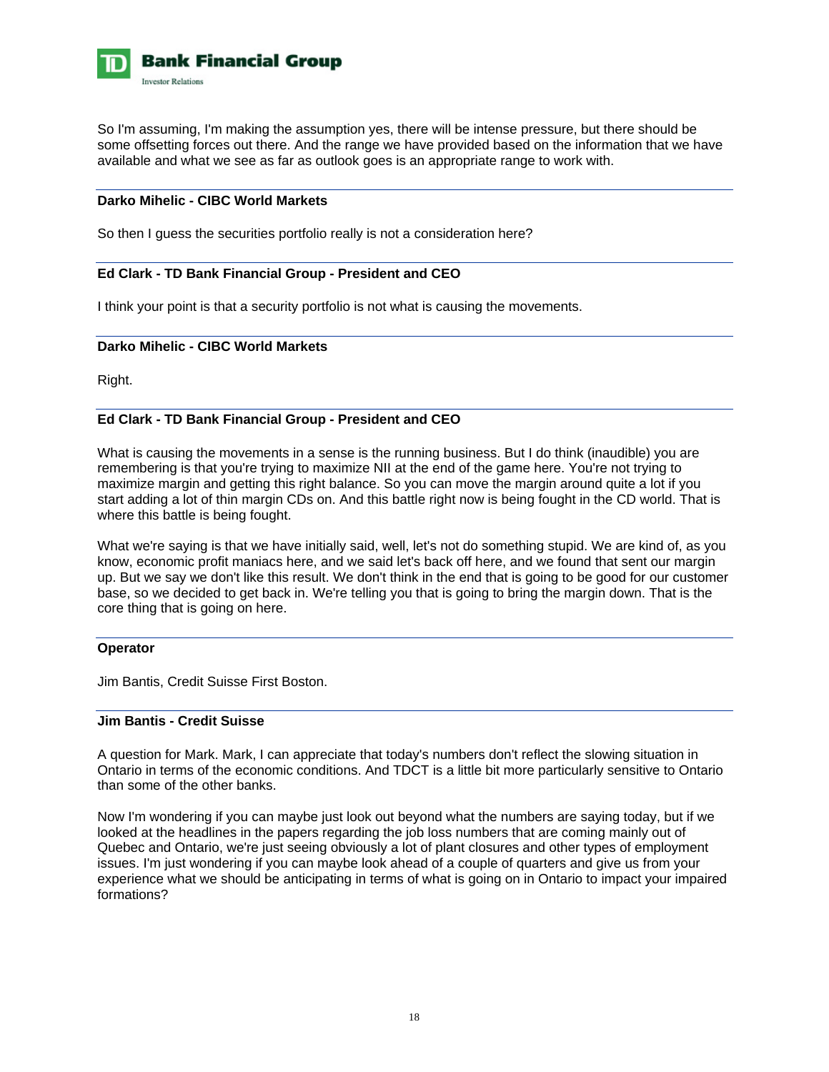So I'm assuming, I'm making the assumption yes, there will be intense pressure, but there should be some offsetting forces out there. And the range we have provided based on the information that we have available and what we see as far as outlook goes is an appropriate range to work with.

---

**Darko Mihelic - CIBC World Markets**

So then I guess the securities portfolio really is not a consideration here?

---

**Ed Clark - TD Bank Financial Group - President and CEO**

I think your point is that a security portfolio is not what is causing the movements.

---

**Darko Mihelic - CIBC World Markets**

Right.

---

**Ed Clark - TD Bank Financial Group - President and CEO**

What is causing the movements in a sense is the running business. But I do think (inaudible) you are remembering is that you're trying to maximize NII at the end of the game here. You're not trying to maximize margin and getting this right balance. So you can move the margin around quite a lot if you start adding a lot of thin margin CDs on. And this battle right now is being fought in the CD world. That is where this battle is being fought.

What we're saying is that we have initially said, well, let's not do something stupid. We are kind of, as you know, economic profit maniacs here, and we said let's back off here, and we found that sent our margin up. But we say we don't like this result. We don't think in the end that is going to be good for our customer base, so we decided to get back in. We're telling you that is going to bring the margin down. That is the core thing that is going on here.

---

**Operator**

Jim Bantis, Credit Suisse First Boston.

---

**Jim Bantis - Credit Suisse**

A question for Mark. Mark, I can appreciate that today's numbers don't reflect the slowing situation in Ontario in terms of the economic conditions. And TDCT is a little bit more particularly sensitive to Ontario than some of the other banks.

Now I'm wondering if you can maybe just look out beyond what the numbers are saying today, but if we looked at the headlines in the papers regarding the job loss numbers that are coming mainly out of Quebec and Ontario, we're just seeing obviously a lot of plant closures and other types of employment issues. I'm just wondering if you can maybe look ahead of a couple of quarters and give us from your experience what we should be anticipating in terms of what is going on in Ontario to impact your impaired formations?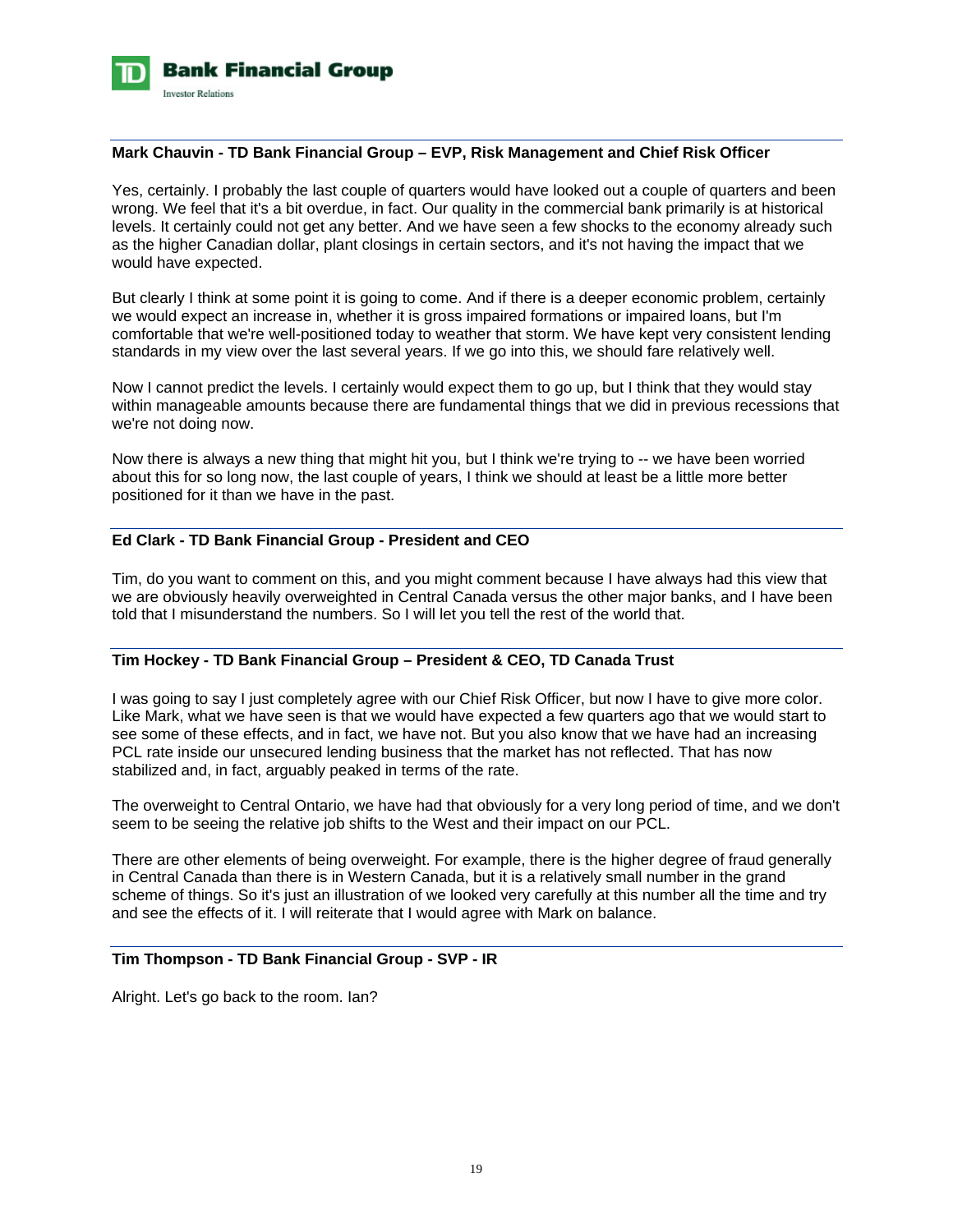**Mark Chauvin - TD Bank Financial Group – EVP, Risk Management and Chief Risk Officer**

Yes, certainly. I probably the last couple of quarters would have looked out a couple of quarters and been wrong. We feel that it's a bit overdue, in fact. Our quality in the commercial bank primarily is at historical levels. It certainly could not get any better. And we have seen a few shocks to the economy already such as the higher Canadian dollar, plant closings in certain sectors, and it's not having the impact that we would have expected.

But clearly I think at some point it is going to come. And if there is a deeper economic problem, certainly we would expect an increase in, whether it is gross impaired formations or impaired loans, but I'm comfortable that we're well-positioned today to weather that storm. We have kept very consistent lending standards in my view over the last several years. If we go into this, we should fare relatively well.

Now I cannot predict the levels. I certainly would expect them to go up, but I think that they would stay within manageable amounts because there are fundamental things that we did in previous recessions that we're not doing now.

Now there is always a new thing that might hit you, but I think we're trying to -- we have been worried about this for so long now, the last couple of years, I think we should at least be a little more better positioned for it than we have in the past.

**Ed Clark - TD Bank Financial Group - President and CEO**

Tim, do you want to comment on this, and you might comment because I have always had this view that we are obviously heavily overweighted in Central Canada versus the other major banks, and I have been told that I misunderstand the numbers. So I will let you tell the rest of the world that.

**Tim Hockey - TD Bank Financial Group – President & CEO, TD Canada Trust**

I was going to say I just completely agree with our Chief Risk Officer, but now I have to give more color. Like Mark, what we have seen is that we would have expected a few quarters ago that we would start to see some of these effects, and in fact, we have not. But you also know that we have had an increasing PCL rate inside our unsecured lending business that the market has not reflected. That has now stabilized and, in fact, arguably peaked in terms of the rate.

The overweight to Central Ontario, we have had that obviously for a very long period of time, and we don't seem to be seeing the relative job shifts to the West and their impact on our PCL.

There are other elements of being overweight. For example, there is the higher degree of fraud generally in Central Canada than there is in Western Canada, but it is a relatively small number in the grand scheme of things. So it's just an illustration of we looked very carefully at this number all the time and try and see the effects of it. I will reiterate that I would agree with Mark on balance.

**Tim Thompson - TD Bank Financial Group - SVP - IR**

Alright. Let's go back to the room. Ian?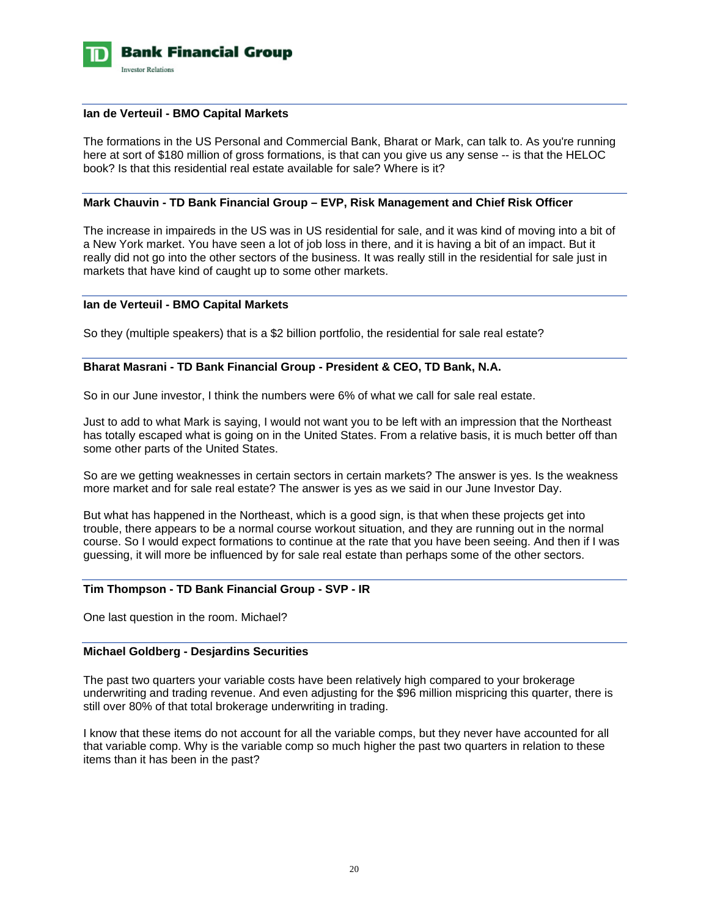**Ian de Verteuil - BMO Capital Markets**

The formations in the US Personal and Commercial Bank, Bharat or Mark, can talk to. As you're running here at sort of $180 million of gross formations, is that can you give us any sense -- is that the HELOC book? Is that this residential real estate available for sale? Where is it?

**Mark Chauvin - TD Bank Financial Group – EVP, Risk Management and Chief Risk Officer**

The increase in impaireds in the US was in US residential for sale, and it was kind of moving into a bit of a New York market. You have seen a lot of job loss in there, and it is having a bit of an impact. But it really did not go into the other sectors of the business. It was really still in the residential for sale just in markets that have kind of caught up to some other markets.

**Ian de Verteuil - BMO Capital Markets**

So they (multiple speakers) that is a $2 billion portfolio, the residential for sale real estate?

**Bharat Masrani - TD Bank Financial Group - President & CEO, TD Bank, N.A.**

So in our June investor, I think the numbers were 6% of what we call for sale real estate.

Just to add to what Mark is saying, I would not want you to be left with an impression that the Northeast has totally escaped what is going on in the United States. From a relative basis, it is much better off than some other parts of the United States.

So are we getting weaknesses in certain sectors in certain markets? The answer is yes. Is the weakness more market and for sale real estate? The answer is yes as we said in our June Investor Day.

But what has happened in the Northeast, which is a good sign, is that when these projects get into trouble, there appears to be a normal course workout situation, and they are running out in the normal course. So I would expect formations to continue at the rate that you have been seeing. And then if I was guessing, it will more be influenced by for sale real estate than perhaps some of the other sectors.

**Tim Thompson - TD Bank Financial Group - SVP - IR**

One last question in the room. Michael?

**Michael Goldberg - Desjardins Securities**

The past two quarters your variable costs have been relatively high compared to your brokerage underwriting and trading revenue. And even adjusting for the $96 million mispricing this quarter, there is still over 80% of that total brokerage underwriting in trading.

I know that these items do not account for all the variable comps, but they never have accounted for all that variable comp. Why is the variable comp so much higher the past two quarters in relation to these items than it has been in the past?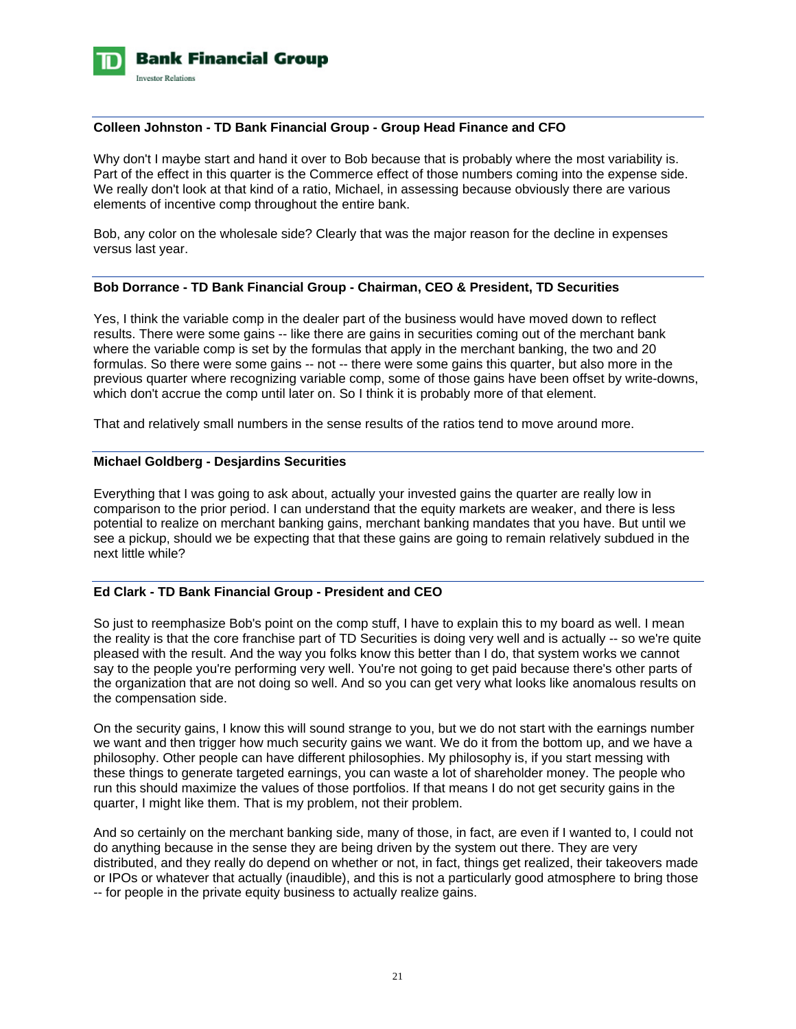**Colleen Johnston - TD Bank Financial Group - Group Head Finance and CFO**

Why don't I maybe start and hand it over to Bob because that is probably where the most variability is. Part of the effect in this quarter is the Commerce effect of those numbers coming into the expense side. We really don't look at that kind of a ratio, Michael, in assessing because obviously there are various elements of incentive comp throughout the entire bank.

Bob, any color on the wholesale side? Clearly that was the major reason for the decline in expenses versus last year.

**Bob Dorrance - TD Bank Financial Group - Chairman, CEO & President, TD Securities**

Yes, I think the variable comp in the dealer part of the business would have moved down to reflect results. There were some gains -- like there are gains in securities coming out of the merchant bank where the variable comp is set by the formulas that apply in the merchant banking, the two and 20 formulas. So there were some gains -- not -- there were some gains this quarter, but also more in the previous quarter where recognizing variable comp, some of those gains have been offset by write-downs, which don't accrue the comp until later on. So I think it is probably more of that element.

That and relatively small numbers in the sense results of the ratios tend to move around more.

**Michael Goldberg - Desjardins Securities**

Everything that I was going to ask about, actually your invested gains the quarter are really low in comparison to the prior period. I can understand that the equity markets are weaker, and there is less potential to realize on merchant banking gains, merchant banking mandates that you have. But until we see a pickup, should we be expecting that that these gains are going to remain relatively subdued in the next little while?

**Ed Clark - TD Bank Financial Group - President and CEO**

So just to reemphasize Bob's point on the comp stuff, I have to explain this to my board as well. I mean the reality is that the core franchise part of TD Securities is doing very well and is actually -- so we're quite pleased with the result. And the way you folks know this better than I do, that system works we cannot say to the people you're performing very well. You're not going to get paid because there's other parts of the organization that are not doing so well. And so you can get very what looks like anomalous results on the compensation side.

On the security gains, I know this will sound strange to you, but we do not start with the earnings number we want and then trigger how much security gains we want. We do it from the bottom up, and we have a philosophy. Other people can have different philosophies. My philosophy is, if you start messing with these things to generate targeted earnings, you can waste a lot of shareholder money. The people who run this should maximize the values of those portfolios. If that means I do not get security gains in the quarter, I might like them. That is my problem, not their problem.

And so certainly on the merchant banking side, many of those, in fact, are even if I wanted to, I could not do anything because in the sense they are being driven by the system out there. They are very distributed, and they really do depend on whether or not, in fact, things get realized, their takeovers made or IPOs or whatever that actually (inaudible), and this is not a particularly good atmosphere to bring those -- for people in the private equity business to actually realize gains.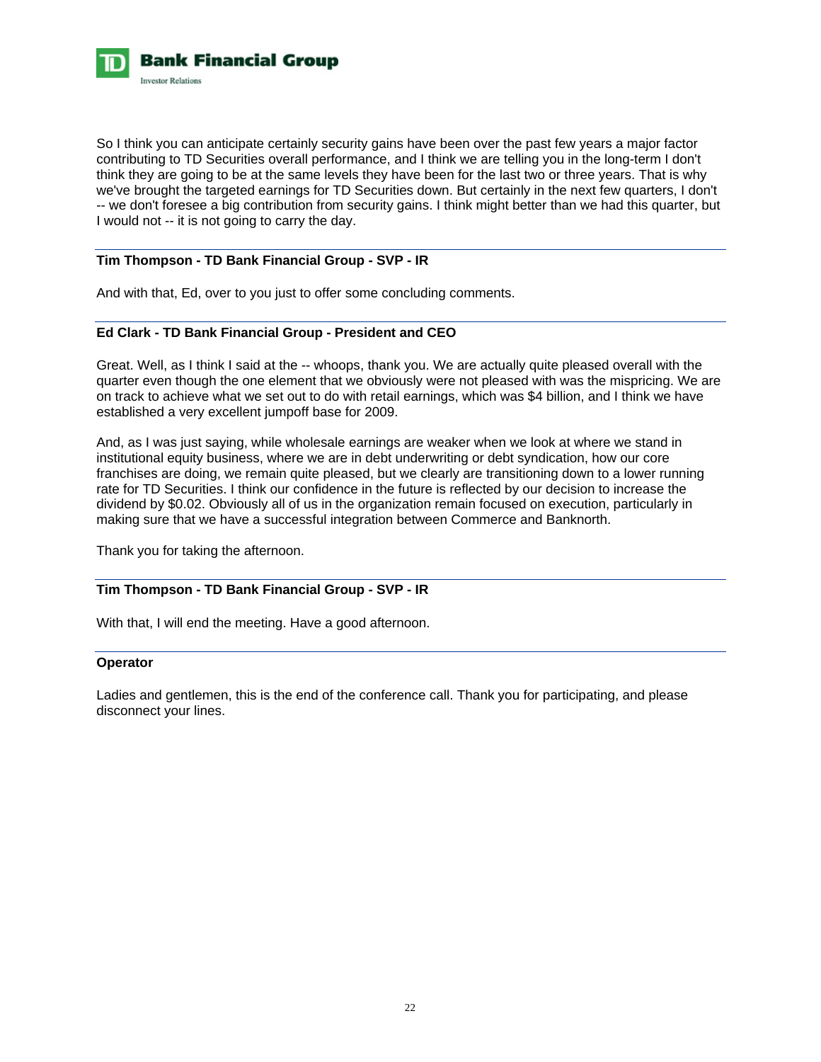So I think you can anticipate certainly security gains have been over the past few years a major factor contributing to TD Securities overall performance, and I think we are telling you in the long-term I don't think they are going to be at the same levels they have been for the last two or three years. That is why we've brought the targeted earnings for TD Securities down. But certainly in the next few quarters, I don't -- we don't foresee a big contribution from security gains. I think might better than we had this quarter, but I would not -- it is not going to carry the day.

---

**Tim Thompson - TD Bank Financial Group - SVP - IR**

And with that, Ed, over to you just to offer some concluding comments.

---

**Ed Clark - TD Bank Financial Group - President and CEO**

Great. Well, as I think I said at the -- whoops, thank you. We are actually quite pleased overall with the quarter even though the one element that we obviously were not pleased with was the mispricing. We are on track to achieve what we set out to do with retail earnings, which was $4 billion, and I think we have established a very excellent jumpoff base for 2009.

And, as I was just saying, while wholesale earnings are weaker when we look at where we stand in institutional equity business, where we are in debt underwriting or debt syndication, how our core franchises are doing, we remain quite pleased, but we clearly are transitioning down to a lower running rate for TD Securities. I think our confidence in the future is reflected by our decision to increase the dividend by $0.02. Obviously all of us in the organization remain focused on execution, particularly in making sure that we have a successful integration between Commerce and Banknorth.

Thank you for taking the afternoon.

---

**Tim Thompson - TD Bank Financial Group - SVP - IR**

With that, I will end the meeting. Have a good afternoon.

---

**Operator**

Ladies and gentlemen, this is the end of the conference call. Thank you for participating, and please disconnect your lines.